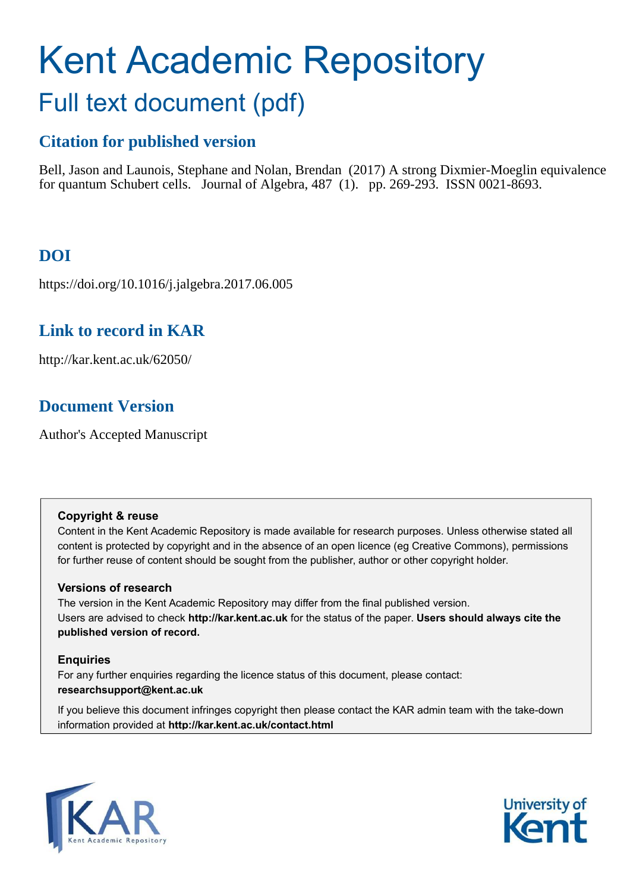# Kent Academic Repository

## Full text document (pdf)

### Citation for published version

Bell, Jason and Launois, Stephane and Nolan, Brendan (2017) A strong Dixmier-Moeglin equivalence for quantum Schubert cells. Journal of Algebra, 487 (1). pp. 269-293. ISSN 0021-8693.

### DOI

https://doi.org/10.1016/j.jalgebra.2017.06.005

### Link to record in KAR

http://kar.kent.ac.uk/62050/

### Document Version

Author's Accepted Manuscript

**Copyright & reuse**

Content in the Kent Academic Repository is made available for research purposes. Unless otherwise stated all content is protected by copyright and in the absence of an open licence (eg Creative Commons), permissions for further reuse of content should be sought from the publisher, author or other copyright holder.

**Versions of research**

The version in the Kent Academic Repository may differ from the final published version. Users are advised to check **http://kar.kent.ac.uk** for the status of the paper. **Users should always cite the published version of record.**

**Enquiries**

For any further enquiries regarding the licence status of this document, please contact: **researchsupport@kent.ac.uk**

If you believe this document infringes copyright then please contact the KAR admin team with the take-down information provided at **http://kar.kent.ac.uk/contact.html**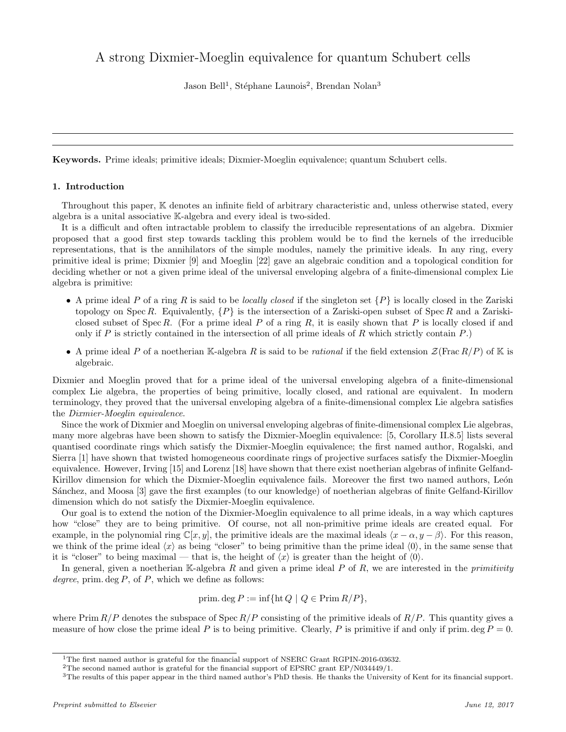# A strong Dixmier-Moeglin equivalence for quantum Schubert cells

Jason Bell[1], Stéphane Launois[2], Brendan Nolan[3]

---

**Keywords.** Prime ideals; primitive ideals; Dixmier-Moeglin equivalence; quantum Schubert cells.

## 1. Introduction

Throughout this paper, $\mathbb{K}$ denotes an infinite field of arbitrary characteristic and, unless otherwise stated, every algebra is a unital associative $\mathbb{K}$-algebra and every ideal is two-sided.

It is a difficult and often intractable problem to classify the irreducible representations of an algebra. Dixmier proposed that a good first step towards tackling this problem would be to find the kernels of the irreducible representations, that is the annihilators of the simple modules, namely the primitive ideals. In any ring, every primitive ideal is prime; Dixmier [9] and Moeglin [22] gave an algebraic condition and a topological condition for deciding whether or not a given prime ideal of the universal enveloping algebra of a finite-dimensional complex Lie algebra is primitive:

- A prime ideal $P$ of a ring $R$ is said to be *locally closed* if the singleton set $\{P\}$ is locally closed in the Zariski topology on $\operatorname{Spec} R$. Equivalently, $\{P\}$ is the intersection of a Zariski-open subset of $\operatorname{Spec} R$ and a Zariski-closed subset of $\operatorname{Spec} R$. (For a prime ideal $P$ of a ring $R$, it is easily shown that $P$ is locally closed if and only if $P$ is strictly contained in the intersection of all prime ideals of $R$ which strictly contain $P$.)
- A prime ideal $P$ of a noetherian $\mathbb{K}$-algebra $R$ is said to be *rational* if the field extension $\mathcal{Z}(\operatorname{Frac} R/P)$ of $\mathbb{K}$ is algebraic.

Dixmier and Moeglin proved that for a prime ideal of the universal enveloping algebra of a finite-dimensional complex Lie algebra, the properties of being primitive, locally closed, and rational are equivalent. In modern terminology, they proved that the universal enveloping algebra of a finite-dimensional complex Lie algebra satisfies the *Dixmier-Moeglin equivalence*.

Since the work of Dixmier and Moeglin on universal enveloping algebras of finite-dimensional complex Lie algebras, many more algebras have been shown to satisfy the Dixmier-Moeglin equivalence: [5, Corollary II.8.5] lists several quantised coordinate rings which satisfy the Dixmier-Moeglin equivalence; the first named author, Rogalski, and Sierra [1] have shown that twisted homogeneous coordinate rings of projective surfaces satisfy the Dixmier-Moeglin equivalence. However, Irving [15] and Lorenz [18] have shown that there exist noetherian algebras of infinite Gelfand-Kirillov dimension for which the Dixmier-Moeglin equivalence fails. Moreover the first two named authors, León Sánchez, and Moosa [3] gave the first examples (to our knowledge) of noetherian algebras of finite Gelfand-Kirillov dimension which do not satisfy the Dixmier-Moeglin equivalence.

Our goal is to extend the notion of the Dixmier-Moeglin equivalence to all prime ideals, in a way which captures how "close" they are to being primitive. Of course, not all non-primitive prime ideals are created equal. For example, in the polynomial ring $\mathbb{C}[x, y]$, the primitive ideals are the maximal ideals $\langle x - \alpha, y - \beta\rangle$. For this reason, we think of the prime ideal $\langle x\rangle$ as being "closer" to being primitive than the prime ideal $\langle 0\rangle$, in the same sense that it is "closer" to being maximal — that is, the height of $\langle x\rangle$ is greater than the height of $\langle 0\rangle$.

In general, given a noetherian $\mathbb{K}$-algebra $R$ and given a prime ideal $P$ of $R$, we are interested in the *primitivity degree*, $\operatorname{prim.deg} P$, of $P$, which we define as follows:

$$\operatorname{prim.deg} P := \inf\{\operatorname{ht} Q \mid Q \in \operatorname{Prim} R/P\},$$

where $\operatorname{Prim} R/P$ denotes the subspace of $\operatorname{Spec} R/P$ consisting of the primitive ideals of $R/P$. This quantity gives a measure of how close the prime ideal $P$ is to being primitive. Clearly, $P$ is primitive if and only if $\operatorname{prim.deg} P = 0$.

---

[1] The first named author is grateful for the financial support of NSERC Grant RGPIN-2016-03632.

[2] The second named author is grateful for the financial support of EPSRC grant EP/N034449/1.

[3] The results of this paper appear in the third named author's PhD thesis. He thanks the University of Kent for its financial support.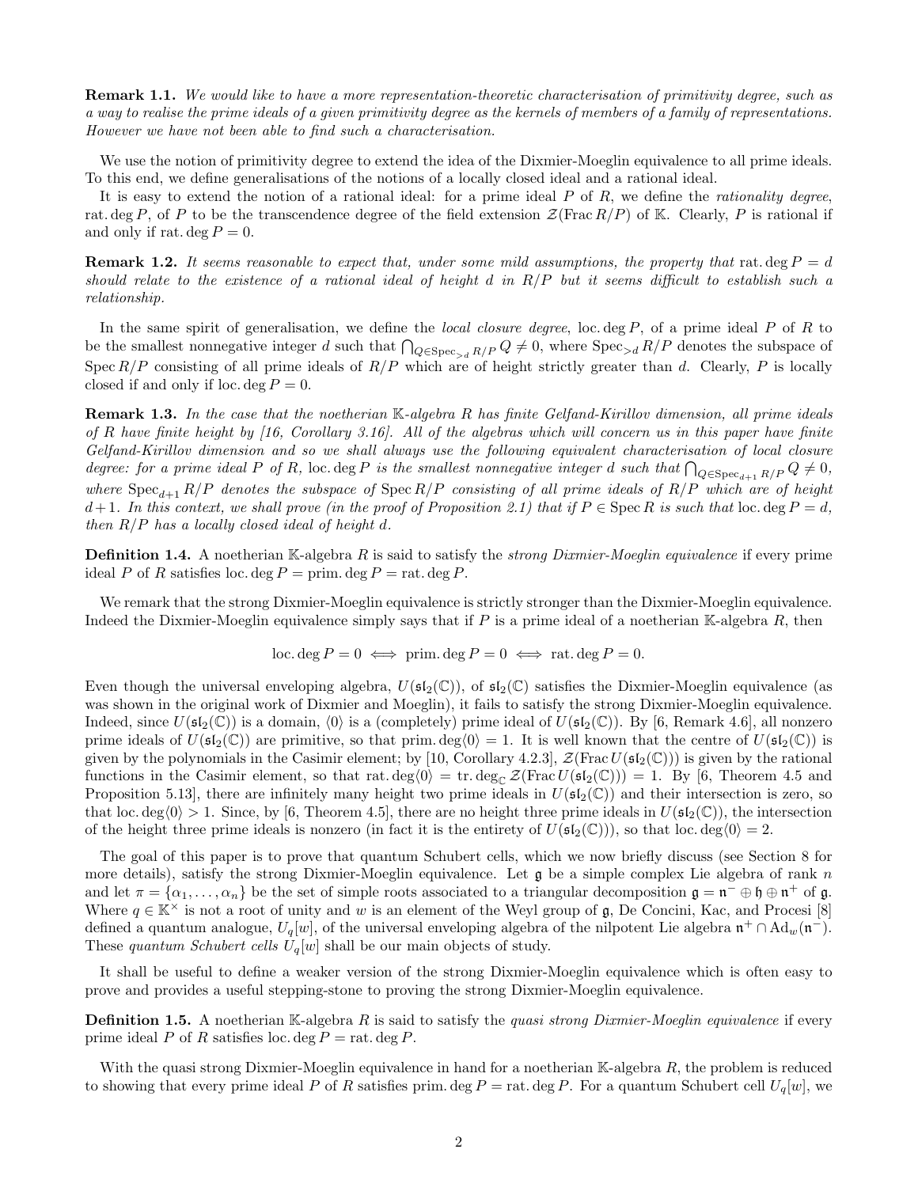**Remark 1.1.** *We would like to have a more representation-theoretic characterisation of primitivity degree, such as a way to realise the prime ideals of a given primitivity degree as the kernels of members of a family of representations. However we have not been able to find such a characterisation.*

We use the notion of primitivity degree to extend the idea of the Dixmier-Moeglin equivalence to all prime ideals. To this end, we define generalisations of the notions of a locally closed ideal and a rational ideal.

It is easy to extend the notion of a rational ideal: for a prime ideal $P$ of $R$, we define the *rationality degree*, $\operatorname{rat.deg} P$, of $P$ to be the transcendence degree of the field extension $\mathcal{Z}(\operatorname{Frac} R/P)$ of $\mathbb{K}$. Clearly, $P$ is rational if and only if $\operatorname{rat.deg} P = 0$.

**Remark 1.2.** *It seems reasonable to expect that, under some mild assumptions, the property that* $\operatorname{rat.deg} P = d$ *should relate to the existence of a rational ideal of height* $d$ *in* $R/P$ *but it seems difficult to establish such a relationship.*

In the same spirit of generalisation, we define the *local closure degree*, $\operatorname{loc.deg} P$, of a prime ideal $P$ of $R$ to be the smallest nonnegative integer $d$ such that $\bigcap_{Q \in \operatorname{Spec}_{>d} R/P} Q \neq 0$, where $\operatorname{Spec}_{>d} R/P$ denotes the subspace of $\operatorname{Spec} R/P$ consisting of all prime ideals of $R/P$ which are of height strictly greater than $d$. Clearly, $P$ is locally closed if and only if $\operatorname{loc.deg} P = 0$.

**Remark 1.3.** *In the case that the noetherian* $\mathbb{K}$*-algebra* $R$ *has finite Gelfand-Kirillov dimension, all prime ideals of* $R$ *have finite height by [16, Corollary 3.16]. All of the algebras which will concern us in this paper have finite Gelfand-Kirillov dimension and so we shall always use the following equivalent characterisation of local closure degree: for a prime ideal* $P$ *of* $R$*,* $\operatorname{loc.deg} P$ *is the smallest nonnegative integer* $d$ *such that* $\bigcap_{Q \in \operatorname{Spec}_{d+1} R/P} Q \neq 0$*, where* $\operatorname{Spec}_{d+1} R/P$ *denotes the subspace of* $\operatorname{Spec} R/P$ *consisting of all prime ideals of* $R/P$ *which are of height* $d+1$*. In this context, we shall prove (in the proof of Proposition 2.1) that if* $P \in \operatorname{Spec} R$ *is such that* $\operatorname{loc.deg} P = d$*, then* $R/P$ *has a locally closed ideal of height* $d$*.*

**Definition 1.4.** A noetherian $\mathbb{K}$-algebra $R$ is said to satisfy the *strong Dixmier-Moeglin equivalence* if every prime ideal $P$ of $R$ satisfies $\operatorname{loc.deg} P = \operatorname{prim.deg} P = \operatorname{rat.deg} P$.

We remark that the strong Dixmier-Moeglin equivalence is strictly stronger than the Dixmier-Moeglin equivalence. Indeed the Dixmier-Moeglin equivalence simply says that if $P$ is a prime ideal of a noetherian $\mathbb{K}$-algebra $R$, then

$$\operatorname{loc.deg} P = 0 \iff \operatorname{prim.deg} P = 0 \iff \operatorname{rat.deg} P = 0.$$

Even though the universal enveloping algebra, $U(\mathfrak{sl}_2(\mathbb{C}))$, of $\mathfrak{sl}_2(\mathbb{C})$ satisfies the Dixmier-Moeglin equivalence (as was shown in the original work of Dixmier and Moeglin), it fails to satisfy the strong Dixmier-Moeglin equivalence. Indeed, since $U(\mathfrak{sl}_2(\mathbb{C}))$ is a domain, $\langle 0 \rangle$ is a (completely) prime ideal of $U(\mathfrak{sl}_2(\mathbb{C}))$. By [6, Remark 4.6], all nonzero prime ideals of $U(\mathfrak{sl}_2(\mathbb{C}))$ are primitive, so that $\operatorname{prim.deg}\langle 0 \rangle = 1$. It is well known that the centre of $U(\mathfrak{sl}_2(\mathbb{C}))$ is given by the polynomials in the Casimir element; by [10, Corollary 4.2.3], $\mathcal{Z}(\operatorname{Frac} U(\mathfrak{sl}_2(\mathbb{C})))$ is given by the rational functions in the Casimir element, so that $\operatorname{rat.deg}\langle 0 \rangle = \operatorname{tr.deg}_{\mathbb{C}} \mathcal{Z}(\operatorname{Frac} U(\mathfrak{sl}_2(\mathbb{C}))) = 1$. By [6, Theorem 4.5 and Proposition 5.13], there are infinitely many height two prime ideals in $U(\mathfrak{sl}_2(\mathbb{C}))$ and their intersection is zero, so that $\operatorname{loc.deg}\langle 0 \rangle > 1$. Since, by [6, Theorem 4.5], there are no height three prime ideals in $U(\mathfrak{sl}_2(\mathbb{C}))$, the intersection of the height three prime ideals is nonzero (in fact it is the entirety of $U(\mathfrak{sl}_2(\mathbb{C}))$), so that $\operatorname{loc.deg}\langle 0 \rangle = 2$.

The goal of this paper is to prove that quantum Schubert cells, which we now briefly discuss (see Section 8 for more details), satisfy the strong Dixmier-Moeglin equivalence. Let $\mathfrak{g}$ be a simple complex Lie algebra of rank $n$ and let $\pi = \{\alpha_1, \ldots, \alpha_n\}$ be the set of simple roots associated to a triangular decomposition $\mathfrak{g} = \mathfrak{n}^- \oplus \mathfrak{h} \oplus \mathfrak{n}^+$ of $\mathfrak{g}$. Where $q \in \mathbb{K}^\times$ is not a root of unity and $w$ is an element of the Weyl group of $\mathfrak{g}$, De Concini, Kac, and Procesi [8] defined a quantum analogue, $U_q[w]$, of the universal enveloping algebra of the nilpotent Lie algebra $\mathfrak{n}^+ \cap \operatorname{Ad}_w(\mathfrak{n}^-)$. These *quantum Schubert cells* $U_q[w]$ shall be our main objects of study.

It shall be useful to define a weaker version of the strong Dixmier-Moeglin equivalence which is often easy to prove and provides a useful stepping-stone to proving the strong Dixmier-Moeglin equivalence.

**Definition 1.5.** A noetherian $\mathbb{K}$-algebra $R$ is said to satisfy the *quasi strong Dixmier-Moeglin equivalence* if every prime ideal $P$ of $R$ satisfies $\operatorname{loc.deg} P = \operatorname{rat.deg} P$.

With the quasi strong Dixmier-Moeglin equivalence in hand for a noetherian $\mathbb{K}$-algebra $R$, the problem is reduced to showing that every prime ideal $P$ of $R$ satisfies $\operatorname{prim.deg} P = \operatorname{rat.deg} P$. For a quantum Schubert cell $U_q[w]$, we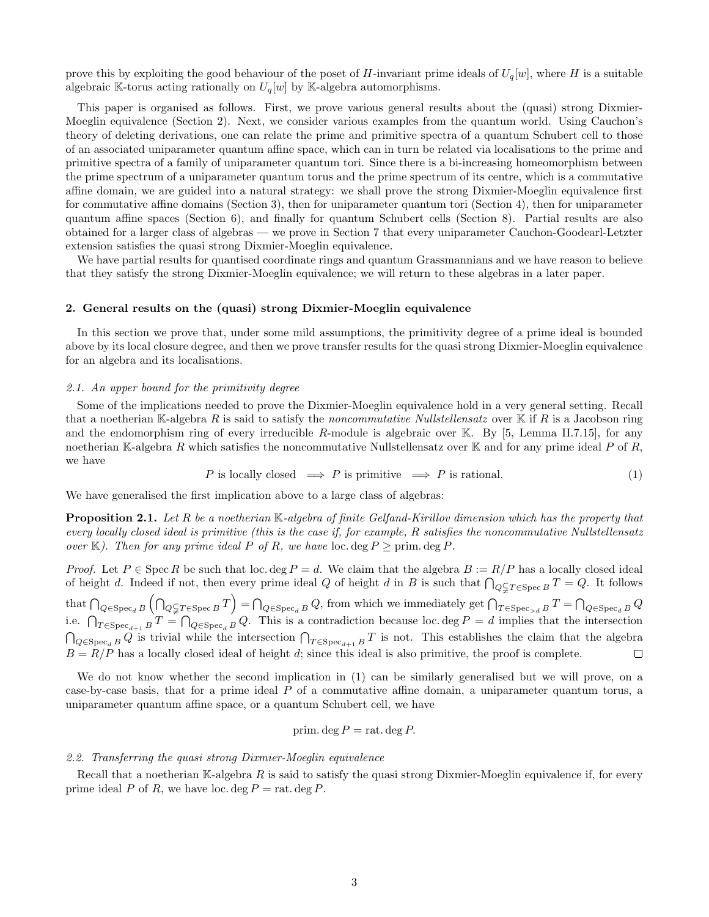prove this by exploiting the good behaviour of the poset of $H$-invariant prime ideals of $U_q[w]$, where $H$ is a suitable algebraic $\mathbb{K}$-torus acting rationally on $U_q[w]$ by $\mathbb{K}$-algebra automorphisms.

This paper is organised as follows. First, we prove various general results about the (quasi) strong Dixmier-Moeglin equivalence (Section 2). Next, we consider various examples from the quantum world. Using Cauchon's theory of deleting derivations, one can relate the prime and primitive spectra of a quantum Schubert cell to those of an associated uniparameter quantum affine space, which can in turn be related via localisations to the prime and primitive spectra of a family of uniparameter quantum tori. Since there is a bi-increasing homeomorphism between the prime spectrum of a uniparameter quantum torus and the prime spectrum of its centre, which is a commutative affine domain, we are guided into a natural strategy: we shall prove the strong Dixmier-Moeglin equivalence first for commutative affine domains (Section 3), then for uniparameter quantum tori (Section 4), then for uniparameter quantum affine spaces (Section 6), and finally for quantum Schubert cells (Section 8). Partial results are also obtained for a larger class of algebras — we prove in Section 7 that every uniparameter Cauchon-Goodearl-Letzter extension satisfies the quasi strong Dixmier-Moeglin equivalence.

We have partial results for quantised coordinate rings and quantum Grassmannians and we have reason to believe that they satisfy the strong Dixmier-Moeglin equivalence; we will return to these algebras in a later paper.

## 2. General results on the (quasi) strong Dixmier-Moeglin equivalence

In this section we prove that, under some mild assumptions, the primitivity degree of a prime ideal is bounded above by its local closure degree, and then we prove transfer results for the quasi strong Dixmier-Moeglin equivalence for an algebra and its localisations.

### *2.1. An upper bound for the primitivity degree*

Some of the implications needed to prove the Dixmier-Moeglin equivalence hold in a very general setting. Recall that a noetherian $\mathbb{K}$-algebra $R$ is said to satisfy the *noncommutative Nullstellensatz* over $\mathbb{K}$ if $R$ is a Jacobson ring and the endomorphism ring of every irreducible $R$-module is algebraic over $\mathbb{K}$. By [5, Lemma II.7.15], for any noetherian $\mathbb{K}$-algebra $R$ which satisfies the noncommutative Nullstellensatz over $\mathbb{K}$ and for any prime ideal $P$ of $R$, we have

$$P \text{ is locally closed } \implies P \text{ is primitive } \implies P \text{ is rational.} \tag{1}$$

We have generalised the first implication above to a large class of algebras:

**Proposition 2.1.** *Let $R$ be a noetherian $\mathbb{K}$-algebra of finite Gelfand-Kirillov dimension which has the property that every locally closed ideal is primitive (this is the case if, for example, $R$ satisfies the noncommutative Nullstellensatz over $\mathbb{K}$). Then for any prime ideal $P$ of $R$, we have* $\text{loc.deg}\, P \geq \text{prim.deg}\, P$.

*Proof.* Let $P \in \operatorname{Spec} R$ be such that $\text{loc.deg}\, P = d$. We claim that the algebra $B := R/P$ has a locally closed ideal of height $d$. Indeed if not, then every prime ideal $Q$ of height $d$ in $B$ is such that $\bigcap_{Q \subsetneqq T \in \operatorname{Spec} B} T = Q$. It follows that $\bigcap_{Q \in \operatorname{Spec}_d B} \left( \bigcap_{Q \subsetneqq T \in \operatorname{Spec} B} T \right) = \bigcap_{Q \in \operatorname{Spec}_d B} Q$, from which we immediately get $\bigcap_{T \in \operatorname{Spec}_{>d} B} T = \bigcap_{Q \in \operatorname{Spec}_d B} Q$ i.e. $\bigcap_{T \in \operatorname{Spec}_{d+1} B} T = \bigcap_{Q \in \operatorname{Spec}_d B} Q$. This is a contradiction because $\text{loc.deg}\, P = d$ implies that the intersection $\bigcap_{Q \in \operatorname{Spec}_d B} Q$ is trivial while the intersection $\bigcap_{T \in \operatorname{Spec}_{d+1} B} T$ is not. This establishes the claim that the algebra $B = R/P$ has a locally closed ideal of height $d$; since this ideal is also primitive, the proof is complete. $\square$

We do not know whether the second implication in (1) can be similarly generalised but we will prove, on a case-by-case basis, that for a prime ideal $P$ of a commutative affine domain, a uniparameter quantum torus, a uniparameter quantum affine space, or a quantum Schubert cell, we have

$$\text{prim.deg}\, P = \text{rat.deg}\, P.$$

### *2.2. Transferring the quasi strong Dixmier-Moeglin equivalence*

Recall that a noetherian $\mathbb{K}$-algebra $R$ is said to satisfy the quasi strong Dixmier-Moeglin equivalence if, for every prime ideal $P$ of $R$, we have $\text{loc.deg}\, P = \text{rat.deg}\, P$.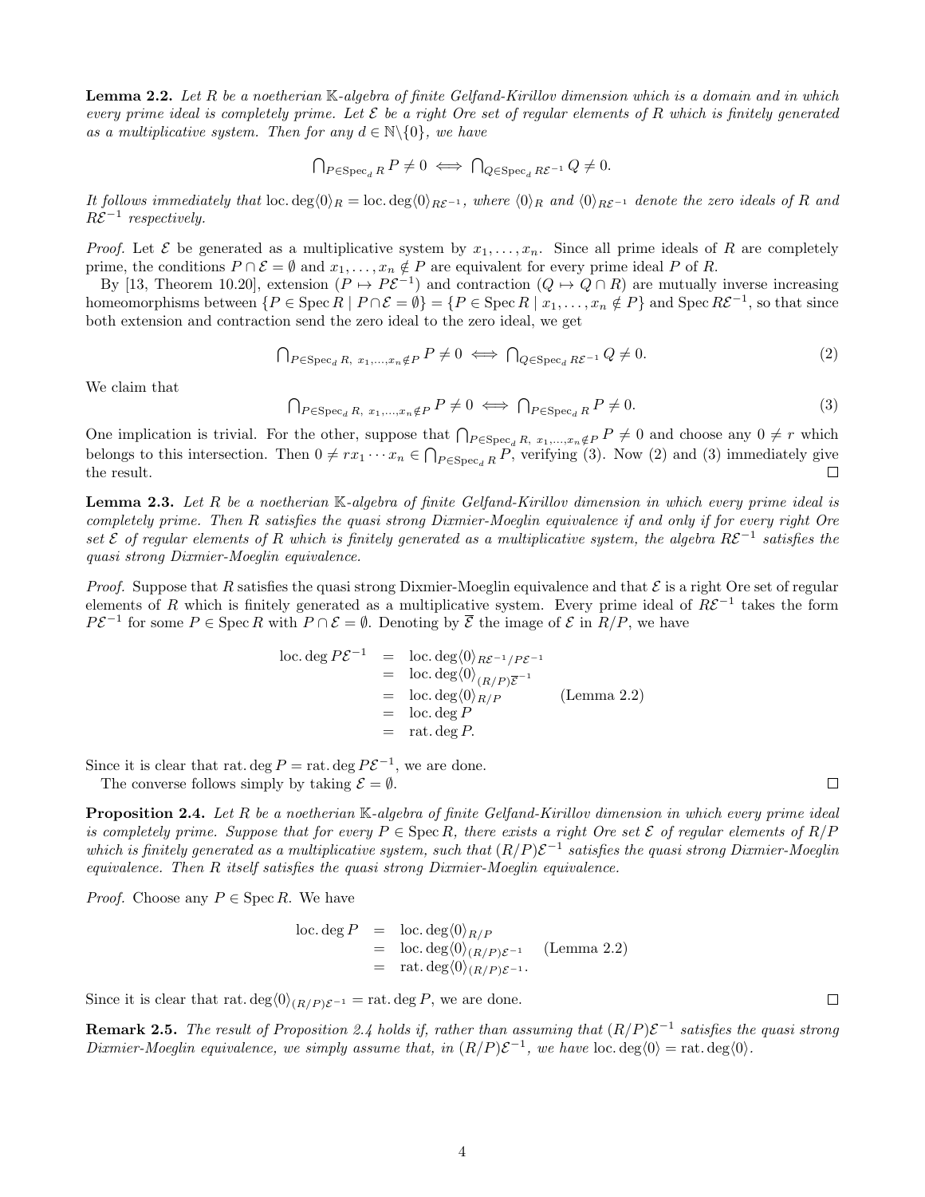**Lemma 2.2.** *Let $R$ be a noetherian $\mathbb{K}$-algebra of finite Gelfand-Kirillov dimension which is a domain and in which every prime ideal is completely prime. Let $\mathcal{E}$ be a right Ore set of regular elements of $R$ which is finitely generated as a multiplicative system. Then for any $d \in \mathbb{N}\backslash\{0\}$, we have*

$$\bigcap_{P\in \operatorname{Spec}_d R} P \neq 0 \iff \bigcap_{Q\in \operatorname{Spec}_d R\mathcal{E}^{-1}} Q \neq 0.$$

*It follows immediately that $\operatorname{loc.deg}\langle 0\rangle_R = \operatorname{loc.deg}\langle 0\rangle_{R\mathcal{E}^{-1}}$, where $\langle 0\rangle_R$ and $\langle 0\rangle_{R\mathcal{E}^{-1}}$ denote the zero ideals of $R$ and $R\mathcal{E}^{-1}$ respectively.*

*Proof.* Let $\mathcal{E}$ be generated as a multiplicative system by $x_1, \dots, x_n$. Since all prime ideals of $R$ are completely prime, the conditions $P \cap \mathcal{E} = \emptyset$ and $x_1, \dots, x_n \notin P$ are equivalent for every prime ideal $P$ of $R$.

By [13, Theorem 10.20], extension ($P \mapsto P\mathcal{E}^{-1}$) and contraction ($Q \mapsto Q \cap R$) are mutually inverse increasing homeomorphisms between $\{P \in \operatorname{Spec} R \mid P\cap\mathcal{E} = \emptyset\} = \{P \in \operatorname{Spec} R \mid x_1, \dots, x_n \notin P\}$ and $\operatorname{Spec} R\mathcal{E}^{-1}$, so that since both extension and contraction send the zero ideal to the zero ideal, we get

$$\bigcap_{P\in \operatorname{Spec}_d R,\ x_1,\dots,x_n\notin P} P \neq 0 \iff \bigcap_{Q\in \operatorname{Spec}_d R\mathcal{E}^{-1}} Q \neq 0. \tag{2}$$

We claim that

$$\bigcap_{P\in \operatorname{Spec}_d R,\ x_1,\dots,x_n\notin P} P \neq 0 \iff \bigcap_{P\in \operatorname{Spec}_d R} P \neq 0. \tag{3}$$

One implication is trivial. For the other, suppose that $\bigcap_{P\in \operatorname{Spec}_d R,\ x_1,\dots,x_n\notin P} P \neq 0$ and choose any $0 \neq r$ which belongs to this intersection. Then $0 \neq rx_1\cdots x_n \in \bigcap_{P\in \operatorname{Spec}_d R} P$, verifying (3). Now (2) and (3) immediately give the result. $\square$

**Lemma 2.3.** *Let $R$ be a noetherian $\mathbb{K}$-algebra of finite Gelfand-Kirillov dimension in which every prime ideal is completely prime. Then $R$ satisfies the quasi strong Dixmier-Moeglin equivalence if and only if for every right Ore set $\mathcal{E}$ of regular elements of $R$ which is finitely generated as a multiplicative system, the algebra $R\mathcal{E}^{-1}$ satisfies the quasi strong Dixmier-Moeglin equivalence.*

*Proof.* Suppose that $R$ satisfies the quasi strong Dixmier-Moeglin equivalence and that $\mathcal{E}$ is a right Ore set of regular elements of $R$ which is finitely generated as a multiplicative system. Every prime ideal of $R\mathcal{E}^{-1}$ takes the form $P\mathcal{E}^{-1}$ for some $P \in \operatorname{Spec} R$ with $P \cap \mathcal{E} = \emptyset$. Denoting by $\overline{\mathcal{E}}$ the image of $\mathcal{E}$ in $R/P$, we have

$$\begin{aligned}
\operatorname{loc.deg} P\mathcal{E}^{-1} &= \operatorname{loc.deg}\langle 0\rangle_{R\mathcal{E}^{-1}/P\mathcal{E}^{-1}} \\
&= \operatorname{loc.deg}\langle 0\rangle_{(R/P)\overline{\mathcal{E}}^{-1}} \\
&= \operatorname{loc.deg}\langle 0\rangle_{R/P} \qquad\qquad \text{(Lemma 2.2)} \\
&= \operatorname{loc.deg} P \\
&= \operatorname{rat.deg} P.
\end{aligned}$$

Since it is clear that $\operatorname{rat.deg} P = \operatorname{rat.deg} P\mathcal{E}^{-1}$, we are done.

The converse follows simply by taking $\mathcal{E} = \emptyset$. $\square$

**Proposition 2.4.** *Let $R$ be a noetherian $\mathbb{K}$-algebra of finite Gelfand-Kirillov dimension in which every prime ideal is completely prime. Suppose that for every $P \in \operatorname{Spec} R$, there exists a right Ore set $\mathcal{E}$ of regular elements of $R/P$ which is finitely generated as a multiplicative system, such that $(R/P)\mathcal{E}^{-1}$ satisfies the quasi strong Dixmier-Moeglin equivalence. Then $R$ itself satisfies the quasi strong Dixmier-Moeglin equivalence.*

*Proof.* Choose any $P \in \operatorname{Spec} R$. We have

$$\begin{aligned}
\operatorname{loc.deg} P &= \operatorname{loc.deg}\langle 0\rangle_{R/P} \\
&= \operatorname{loc.deg}\langle 0\rangle_{(R/P)\mathcal{E}^{-1}} \qquad \text{(Lemma 2.2)} \\
&= \operatorname{rat.deg}\langle 0\rangle_{(R/P)\mathcal{E}^{-1}}.
\end{aligned}$$

Since it is clear that $\operatorname{rat.deg}\langle 0\rangle_{(R/P)\mathcal{E}^{-1}} = \operatorname{rat.deg} P$, we are done. $\square$

**Remark 2.5.** *The result of Proposition 2.4 holds if, rather than assuming that $(R/P)\mathcal{E}^{-1}$ satisfies the quasi strong Dixmier-Moeglin equivalence, we simply assume that, in $(R/P)\mathcal{E}^{-1}$, we have $\operatorname{loc.deg}\langle 0\rangle = \operatorname{rat.deg}\langle 0\rangle$.*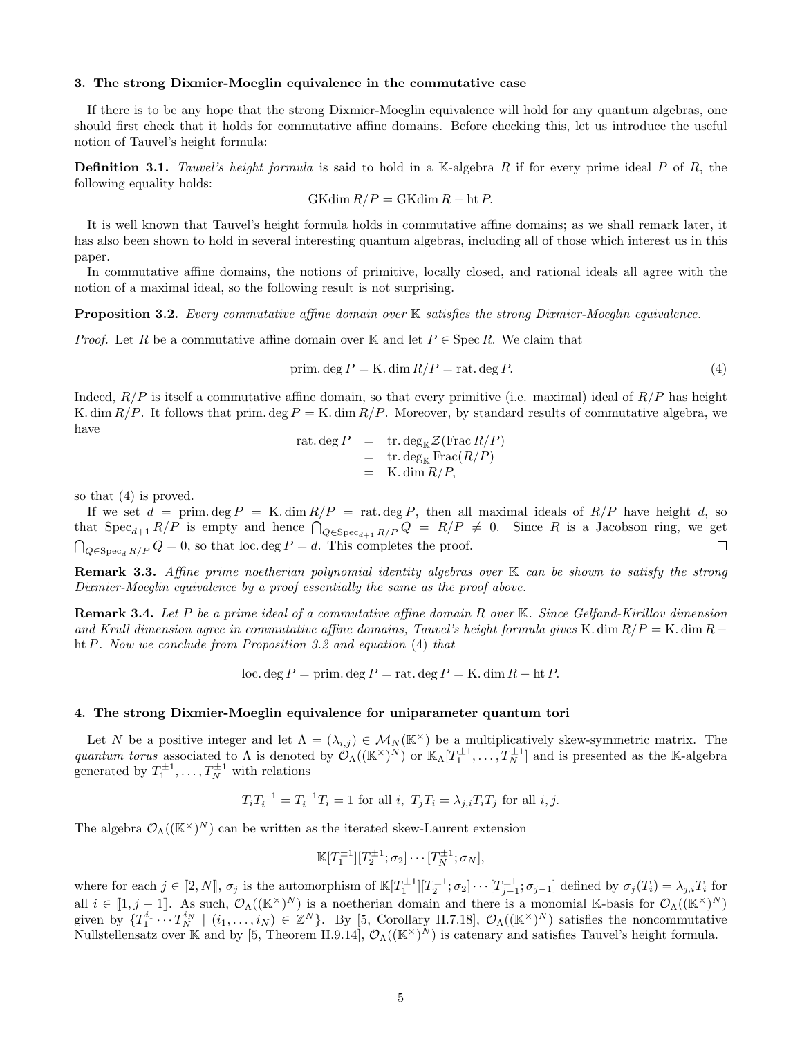### 3. The strong Dixmier-Moeglin equivalence in the commutative case

If there is to be any hope that the strong Dixmier-Moeglin equivalence will hold for any quantum algebras, one should first check that it holds for commutative affine domains. Before checking this, let us introduce the useful notion of Tauvel's height formula:

**Definition 3.1.** *Tauvel's height formula is said to hold in a $\mathbb{K}$-algebra $R$ if for every prime ideal $P$ of $R$, the following equality holds:*

$$\mathrm{GKdim}\, R/P = \mathrm{GKdim}\, R - \mathrm{ht}\, P.$$

It is well known that Tauvel's height formula holds in commutative affine domains; as we shall remark later, it has also been shown to hold in several interesting quantum algebras, including all of those which interest us in this paper.

In commutative affine domains, the notions of primitive, locally closed, and rational ideals all agree with the notion of a maximal ideal, so the following result is not surprising.

**Proposition 3.2.** *Every commutative affine domain over $\mathbb{K}$ satisfies the strong Dixmier-Moeglin equivalence.*

*Proof.* Let $R$ be a commutative affine domain over $\mathbb{K}$ and let $P \in \mathrm{Spec}\, R$. We claim that

$$\mathrm{prim.deg}\, P = \mathrm{K.dim}\, R/P = \mathrm{rat.deg}\, P. \tag{4}$$

Indeed, $R/P$ is itself a commutative affine domain, so that every primitive (i.e. maximal) ideal of $R/P$ has height $\mathrm{K.dim}\, R/P$. It follows that $\mathrm{prim.deg}\, P = \mathrm{K.dim}\, R/P$. Moreover, by standard results of commutative algebra, we have

$$\begin{aligned} \mathrm{rat.deg}\, P &= \mathrm{tr.deg}_{\mathbb{K}} \mathcal{Z}(\mathrm{Frac}\, R/P) \\ &= \mathrm{tr.deg}_{\mathbb{K}} \mathrm{Frac}(R/P) \\ &= \mathrm{K.dim}\, R/P, \end{aligned}$$

so that (4) is proved.

If we set $d = \mathrm{prim.deg}\, P = \mathrm{K.dim}\, R/P = \mathrm{rat.deg}\, P$, then all maximal ideals of $R/P$ have height $d$, so that $\mathrm{Spec}_{d+1} R/P$ is empty and hence $\bigcap_{Q \in \mathrm{Spec}_{d+1} R/P} Q = R/P \neq 0$. Since $R$ is a Jacobson ring, we get $\bigcap_{Q \in \mathrm{Spec}_d R/P} Q = 0$, so that $\mathrm{loc.deg}\, P = d$. This completes the proof. $\square$

**Remark 3.3.** *Affine prime noetherian polynomial identity algebras over $\mathbb{K}$ can be shown to satisfy the strong Dixmier-Moeglin equivalence by a proof essentially the same as the proof above.*

**Remark 3.4.** *Let $P$ be a prime ideal of a commutative affine domain $R$ over $\mathbb{K}$. Since Gelfand-Kirillov dimension and Krull dimension agree in commutative affine domains, Tauvel's height formula gives $\mathrm{K.dim}\, R/P = \mathrm{K.dim}\, R - \mathrm{ht}\, P$. Now we conclude from Proposition 3.2 and equation (4) that*

$$\mathrm{loc.deg}\, P = \mathrm{prim.deg}\, P = \mathrm{rat.deg}\, P = \mathrm{K.dim}\, R - \mathrm{ht}\, P.$$

### 4. The strong Dixmier-Moeglin equivalence for uniparameter quantum tori

Let $N$ be a positive integer and let $\Lambda = (\lambda_{i,j}) \in \mathcal{M}_N(\mathbb{K}^\times)$ be a multiplicatively skew-symmetric matrix. The *quantum torus* associated to $\Lambda$ is denoted by $\mathcal{O}_\Lambda((\mathbb{K}^\times)^N)$ or $\mathbb{K}_\Lambda[T_1^{\pm 1}, \ldots, T_N^{\pm 1}]$ and is presented as the $\mathbb{K}$-algebra generated by $T_1^{\pm 1}, \ldots, T_N^{\pm 1}$ with relations

$$T_i T_i^{-1} = T_i^{-1} T_i = 1 \text{ for all } i, \; T_j T_i = \lambda_{j,i} T_i T_j \text{ for all } i, j.$$

The algebra $\mathcal{O}_\Lambda((\mathbb{K}^\times)^N)$ can be written as the iterated skew-Laurent extension

$$\mathbb{K}[T_1^{\pm 1}][T_2^{\pm 1}; \sigma_2] \cdots [T_N^{\pm 1}; \sigma_N],$$

where for each $j \in [\![2, N]\!]$, $\sigma_j$ is the automorphism of $\mathbb{K}[T_1^{\pm 1}][T_2^{\pm 1}; \sigma_2] \cdots [T_{j-1}^{\pm 1}; \sigma_{j-1}]$ defined by $\sigma_j(T_i) = \lambda_{j,i} T_i$ for all $i \in [\![1, j-1]\!]$. As such, $\mathcal{O}_\Lambda((\mathbb{K}^\times)^N)$ is a noetherian domain and there is a monomial $\mathbb{K}$-basis for $\mathcal{O}_\Lambda((\mathbb{K}^\times)^N)$ given by $\{T_1^{i_1} \cdots T_N^{i_N} \mid (i_1, \ldots, i_N) \in \mathbb{Z}^N\}$. By [5, Corollary II.7.18], $\mathcal{O}_\Lambda((\mathbb{K}^\times)^N)$ satisfies the noncommutative Nullstellensatz over $\mathbb{K}$ and by [5, Theorem II.9.14], $\mathcal{O}_\Lambda((\mathbb{K}^\times)^N)$ is catenary and satisfies Tauvel's height formula.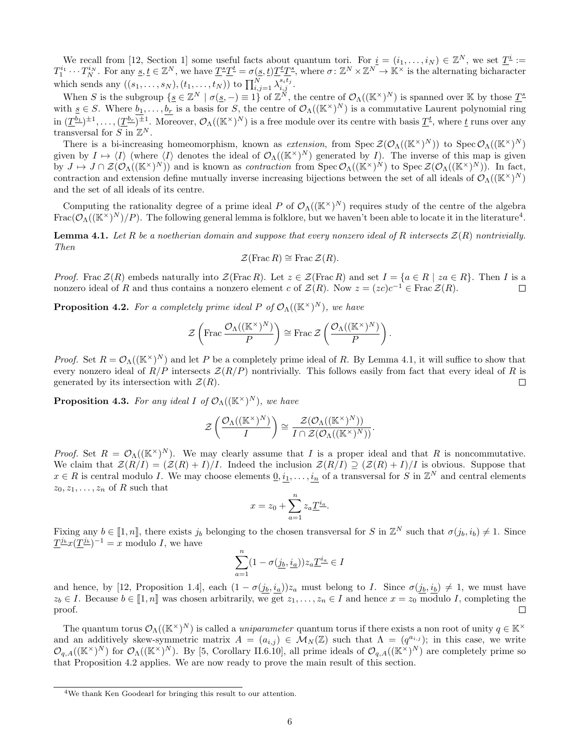We recall from [12, Section 1] some useful facts about quantum tori. For $\underline{i} = (i_1, \ldots, i_N) \in \mathbb{Z}^N$, we set $\underline{T}^{\underline{i}} := T_1^{i_1} \cdots T_N^{i_N}$. For any $\underline{s}, \underline{t} \in \mathbb{Z}^N$, we have $\underline{T}^{\underline{s}}\underline{T}^{\underline{t}} = \sigma(\underline{s}, \underline{t})\underline{T}^{\underline{t}}\underline{T}^{\underline{s}}$, where $\sigma\colon \mathbb{Z}^N \times \mathbb{Z}^N \to \mathbb{K}^\times$ is the alternating bicharacter which sends any $((s_1, \ldots, s_N), (t_1, \ldots, t_N))$ to $\prod_{i,j=1}^N \lambda_{i,j}^{s_i t_j}$.

When $S$ is the subgroup $\{\underline{s} \in \mathbb{Z}^N \mid \sigma(\underline{s}, -) \equiv 1\}$ of $\mathbb{Z}^N$, the centre of $\mathcal{O}_\Lambda((\mathbb{K}^\times)^N)$ is spanned over $\mathbb{K}$ by those $\underline{T}^{\underline{s}}$ with $\underline{s} \in S$. Where $\underline{b_1}, \ldots, \underline{b_r}$ is a basis for $S$, the centre of $\mathcal{O}_\Lambda((\mathbb{K}^\times)^N)$ is a commutative Laurent polynomial ring in $(\underline{T}^{\underline{b_1}})^{\pm 1}, \ldots, (\underline{T}^{\underline{b_r}})^{\pm 1}$. Moreover, $\mathcal{O}_\Lambda((\mathbb{K}^\times)^N)$ is a free module over its centre with basis $\underline{T}^{\underline{t}}$, where $\underline{t}$ runs over any transversal for $S$ in $\mathbb{Z}^N$.

There is a bi-increasing homeomorphism, known as *extension*, from $\operatorname{Spec} \mathcal{Z}(\mathcal{O}_\Lambda((\mathbb{K}^\times)^N))$ to $\operatorname{Spec} \mathcal{O}_\Lambda((\mathbb{K}^\times)^N)$ given by $I \mapsto \langle I \rangle$ (where $\langle I \rangle$ denotes the ideal of $\mathcal{O}_\Lambda((\mathbb{K}^\times)^N)$ generated by $I$). The inverse of this map is given by $J \mapsto J \cap \mathcal{Z}(\mathcal{O}_\Lambda((\mathbb{K}^\times)^N))$ and is known as *contraction* from $\operatorname{Spec} \mathcal{O}_\Lambda((\mathbb{K}^\times)^N)$ to $\operatorname{Spec} \mathcal{Z}(\mathcal{O}_\Lambda((\mathbb{K}^\times)^N))$. In fact, contraction and extension define mutually inverse increasing bijections between the set of all ideals of $\mathcal{O}_\Lambda((\mathbb{K}^\times)^N)$ and the set of all ideals of its centre.

Computing the rationality degree of a prime ideal $P$ of $\mathcal{O}_\Lambda((\mathbb{K}^\times)^N)$ requires study of the centre of the algebra $\operatorname{Frac}(\mathcal{O}_\Lambda((\mathbb{K}^\times)^N)/P)$. The following general lemma is folklore, but we haven't been able to locate it in the literature[4].

**Lemma 4.1.** *Let $R$ be a noetherian domain and suppose that every nonzero ideal of $R$ intersects $\mathcal{Z}(R)$ nontrivially. Then*

$$\mathcal{Z}(\operatorname{Frac} R) \cong \operatorname{Frac} \mathcal{Z}(R).$$

*Proof.* $\operatorname{Frac} \mathcal{Z}(R)$ embeds naturally into $\mathcal{Z}(\operatorname{Frac} R)$. Let $z \in \mathcal{Z}(\operatorname{Frac} R)$ and set $I = \{a \in R \mid za \in R\}$. Then $I$ is a nonzero ideal of $R$ and thus contains a nonzero element $c$ of $\mathcal{Z}(R)$. Now $z = (zc)c^{-1} \in \operatorname{Frac} \mathcal{Z}(R)$. $\square$

**Proposition 4.2.** *For a completely prime ideal $P$ of $\mathcal{O}_\Lambda((\mathbb{K}^\times)^N)$, we have*

$$\mathcal{Z}\left(\operatorname{Frac} \frac{\mathcal{O}_\Lambda((\mathbb{K}^\times)^N)}{P}\right) \cong \operatorname{Frac} \mathcal{Z}\left(\frac{\mathcal{O}_\Lambda((\mathbb{K}^\times)^N)}{P}\right).$$

*Proof.* Set $R = \mathcal{O}_\Lambda((\mathbb{K}^\times)^N)$ and let $P$ be a completely prime ideal of $R$. By Lemma 4.1, it will suffice to show that every nonzero ideal of $R/P$ intersects $\mathcal{Z}(R/P)$ nontrivially. This follows easily from fact that every ideal of $R$ is generated by its intersection with $\mathcal{Z}(R)$. $\square$

**Proposition 4.3.** *For any ideal $I$ of $\mathcal{O}_\Lambda((\mathbb{K}^\times)^N)$, we have*

$$\mathcal{Z}\left(\frac{\mathcal{O}_\Lambda((\mathbb{K}^\times)^N)}{I}\right) \cong \frac{\mathcal{Z}(\mathcal{O}_\Lambda((\mathbb{K}^\times)^N))}{I \cap \mathcal{Z}(\mathcal{O}_\Lambda((\mathbb{K}^\times)^N))}.$$

*Proof.* Set $R = \mathcal{O}_\Lambda((\mathbb{K}^\times)^N)$. We may clearly assume that $I$ is a proper ideal and that $R$ is noncommutative. We claim that $\mathcal{Z}(R/I) = (\mathcal{Z}(R) + I)/I$. Indeed the inclusion $\mathcal{Z}(R/I) \supseteq (\mathcal{Z}(R) + I)/I$ is obvious. Suppose that $x \in R$ is central modulo $I$. We may choose elements $\underline{0}, \underline{i_1}, \ldots, \underline{i_n}$ of a transversal for $S$ in $\mathbb{Z}^N$ and central elements $z_0, z_1, \ldots, z_n$ of $R$ such that

$$x = z_0 + \sum_{a=1}^n z_a \underline{T}^{\underline{i_a}}.$$

Fixing any $b \in [\![1, n]\!]$, there exists $j_b$ belonging to the chosen transversal for $S$ in $\mathbb{Z}^N$ such that $\sigma(j_b, i_b) \neq 1$. Since $\underline{T}^{\underline{j_b}} x (\underline{T}^{\underline{j_b}})^{-1} = x$ modulo $I$, we have

$$\sum_{a=1}^n (1 - \sigma(\underline{j_b}, \underline{i_a})) z_a \underline{T}^{\underline{i_a}} \in I$$

and hence, by [12, Proposition 1.4], each $(1 - \sigma(\underline{j_b}, \underline{i_a}))z_a$ must belong to $I$. Since $\sigma(\underline{j_b}, \underline{i_b}) \neq 1$, we must have $z_b \in I$. Because $b \in [\![1, n]\!]$ was chosen arbitrarily, we get $z_1, \ldots, z_n \in I$ and hence $x = z_0$ modulo $I$, completing the proof. $\square$

The quantum torus $\mathcal{O}_\Lambda((\mathbb{K}^\times)^N)$ is called a *uniparameter* quantum torus if there exists a non root of unity $q \in \mathbb{K}^\times$ and an additively skew-symmetric matrix $A = (a_{i,j}) \in \mathcal{M}_N(\mathbb{Z})$ such that $\Lambda = (q^{a_{i,j}})$; in this case, we write $\mathcal{O}_{q,A}((\mathbb{K}^\times)^N)$ for $\mathcal{O}_\Lambda((\mathbb{K}^\times)^N)$. By [5, Corollary II.6.10], all prime ideals of $\mathcal{O}_{q,A}((\mathbb{K}^\times)^N)$ are completely prime so that Proposition 4.2 applies. We are now ready to prove the main result of this section.

---

[4] We thank Ken Goodearl for bringing this result to our attention.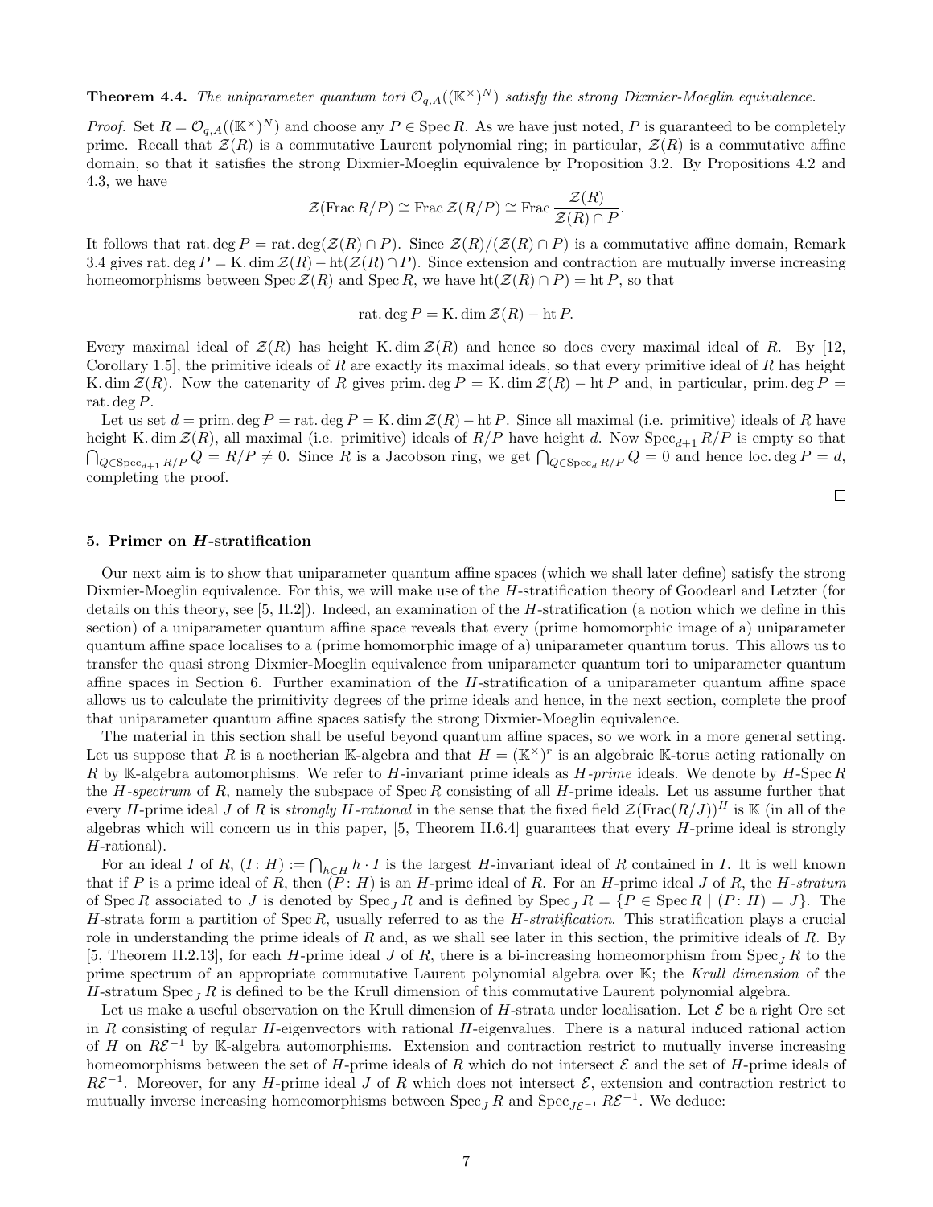**Theorem 4.4.** *The uniparameter quantum tori $\mathcal{O}_{q,A}((\mathbb{K}^\times)^N)$ satisfy the strong Dixmier-Moeglin equivalence.*

*Proof.* Set $R = \mathcal{O}_{q,A}((\mathbb{K}^\times)^N)$ and choose any $P \in \operatorname{Spec} R$. As we have just noted, $P$ is guaranteed to be completely prime. Recall that $\mathcal{Z}(R)$ is a commutative Laurent polynomial ring; in particular, $\mathcal{Z}(R)$ is a commutative affine domain, so that it satisfies the strong Dixmier-Moeglin equivalence by Proposition 3.2. By Propositions 4.2 and 4.3, we have

$$\mathcal{Z}(\operatorname{Frac} R/P) \cong \operatorname{Frac} \mathcal{Z}(R/P) \cong \operatorname{Frac} \frac{\mathcal{Z}(R)}{\mathcal{Z}(R) \cap P}.$$

It follows that $\operatorname{rat.deg} P = \operatorname{rat.deg}(\mathcal{Z}(R) \cap P)$. Since $\mathcal{Z}(R)/(\mathcal{Z}(R) \cap P)$ is a commutative affine domain, Remark 3.4 gives $\operatorname{rat.deg} P = \operatorname{K.dim} \mathcal{Z}(R) - \operatorname{ht}(\mathcal{Z}(R) \cap P)$. Since extension and contraction are mutually inverse increasing homeomorphisms between $\operatorname{Spec} \mathcal{Z}(R)$ and $\operatorname{Spec} R$, we have $\operatorname{ht}(\mathcal{Z}(R) \cap P) = \operatorname{ht} P$, so that

$$\operatorname{rat.deg} P = \operatorname{K.dim} \mathcal{Z}(R) - \operatorname{ht} P.$$

Every maximal ideal of $\mathcal{Z}(R)$ has height $\operatorname{K.dim} \mathcal{Z}(R)$ and hence so does every maximal ideal of $R$. By [12, Corollary 1.5], the primitive ideals of $R$ are exactly its maximal ideals, so that every primitive ideal of $R$ has height $\operatorname{K.dim} \mathcal{Z}(R)$. Now the catenarity of $R$ gives $\operatorname{prim.deg} P = \operatorname{K.dim} \mathcal{Z}(R) - \operatorname{ht} P$ and, in particular, $\operatorname{prim.deg} P = \operatorname{rat.deg} P$.

Let us set $d = \operatorname{prim.deg} P = \operatorname{rat.deg} P = \operatorname{K.dim} \mathcal{Z}(R) - \operatorname{ht} P$. Since all maximal (i.e. primitive) ideals of $R$ have height $\operatorname{K.dim} \mathcal{Z}(R)$, all maximal (i.e. primitive) ideals of $R/P$ have height $d$. Now $\operatorname{Spec}_{d+1} R/P$ is empty so that $\bigcap_{Q \in \operatorname{Spec}_{d+1} R/P} Q = R/P \neq 0$. Since $R$ is a Jacobson ring, we get $\bigcap_{Q \in \operatorname{Spec}_d R/P} Q = 0$ and hence $\operatorname{loc.deg} P = d$, completing the proof.

□

## 5. Primer on $H$-stratification

Our next aim is to show that uniparameter quantum affine spaces (which we shall later define) satisfy the strong Dixmier-Moeglin equivalence. For this, we will make use of the $H$-stratification theory of Goodearl and Letzter (for details on this theory, see [5, II.2]). Indeed, an examination of the $H$-stratification (a notion which we define in this section) of a uniparameter quantum affine space reveals that every (prime homomorphic image of a) uniparameter quantum affine space localises to a (prime homomorphic image of a) uniparameter quantum torus. This allows us to transfer the quasi strong Dixmier-Moeglin equivalence from uniparameter quantum tori to uniparameter quantum affine spaces in Section 6. Further examination of the $H$-stratification of a uniparameter quantum affine space allows us to calculate the primitivity degrees of the prime ideals and hence, in the next section, complete the proof that uniparameter quantum affine spaces satisfy the strong Dixmier-Moeglin equivalence.

The material in this section shall be useful beyond quantum affine spaces, so we work in a more general setting. Let us suppose that $R$ is a noetherian $\mathbb{K}$-algebra and that $H = (\mathbb{K}^\times)^r$ is an algebraic $\mathbb{K}$-torus acting rationally on $R$ by $\mathbb{K}$-algebra automorphisms. We refer to $H$-invariant prime ideals as *$H$-prime* ideals. We denote by $H\text{-}\operatorname{Spec} R$ the *$H$-spectrum* of $R$, namely the subspace of $\operatorname{Spec} R$ consisting of all $H$-prime ideals. Let us assume further that every $H$-prime ideal $J$ of $R$ is *strongly $H$-rational* in the sense that the fixed field $\mathcal{Z}(\operatorname{Frac}(R/J))^H$ is $\mathbb{K}$ (in all of the algebras which will concern us in this paper, [5, Theorem II.6.4] guarantees that every $H$-prime ideal is strongly $H$-rational).

For an ideal $I$ of $R$, $(I : H) := \bigcap_{h \in H} h \cdot I$ is the largest $H$-invariant ideal of $R$ contained in $I$. It is well known that if $P$ is a prime ideal of $R$, then $(P : H)$ is an $H$-prime ideal of $R$. For an $H$-prime ideal $J$ of $R$, the *$H$-stratum* of $\operatorname{Spec} R$ associated to $J$ is denoted by $\operatorname{Spec}_J R$ and is defined by $\operatorname{Spec}_J R = \{P \in \operatorname{Spec} R \mid (P : H) = J\}$. The $H$-strata form a partition of $\operatorname{Spec} R$, usually referred to as the *$H$-stratification*. This stratification plays a crucial role in understanding the prime ideals of $R$ and, as we shall see later in this section, the primitive ideals of $R$. By [5, Theorem II.2.13], for each $H$-prime ideal $J$ of $R$, there is a bi-increasing homeomorphism from $\operatorname{Spec}_J R$ to the prime spectrum of an appropriate commutative Laurent polynomial algebra over $\mathbb{K}$; the *Krull dimension* of the $H$-stratum $\operatorname{Spec}_J R$ is defined to be the Krull dimension of this commutative Laurent polynomial algebra.

Let us make a useful observation on the Krull dimension of $H$-strata under localisation. Let $\mathcal{E}$ be a right Ore set in $R$ consisting of regular $H$-eigenvectors with rational $H$-eigenvalues. There is a natural induced rational action of $H$ on $R\mathcal{E}^{-1}$ by $\mathbb{K}$-algebra automorphisms. Extension and contraction restrict to mutually inverse increasing homeomorphisms between the set of $H$-prime ideals of $R$ which do not intersect $\mathcal{E}$ and the set of $H$-prime ideals of $R\mathcal{E}^{-1}$. Moreover, for any $H$-prime ideal $J$ of $R$ which does not intersect $\mathcal{E}$, extension and contraction restrict to mutually inverse increasing homeomorphisms between $\operatorname{Spec}_J R$ and $\operatorname{Spec}_{J\mathcal{E}^{-1}} R\mathcal{E}^{-1}$. We deduce: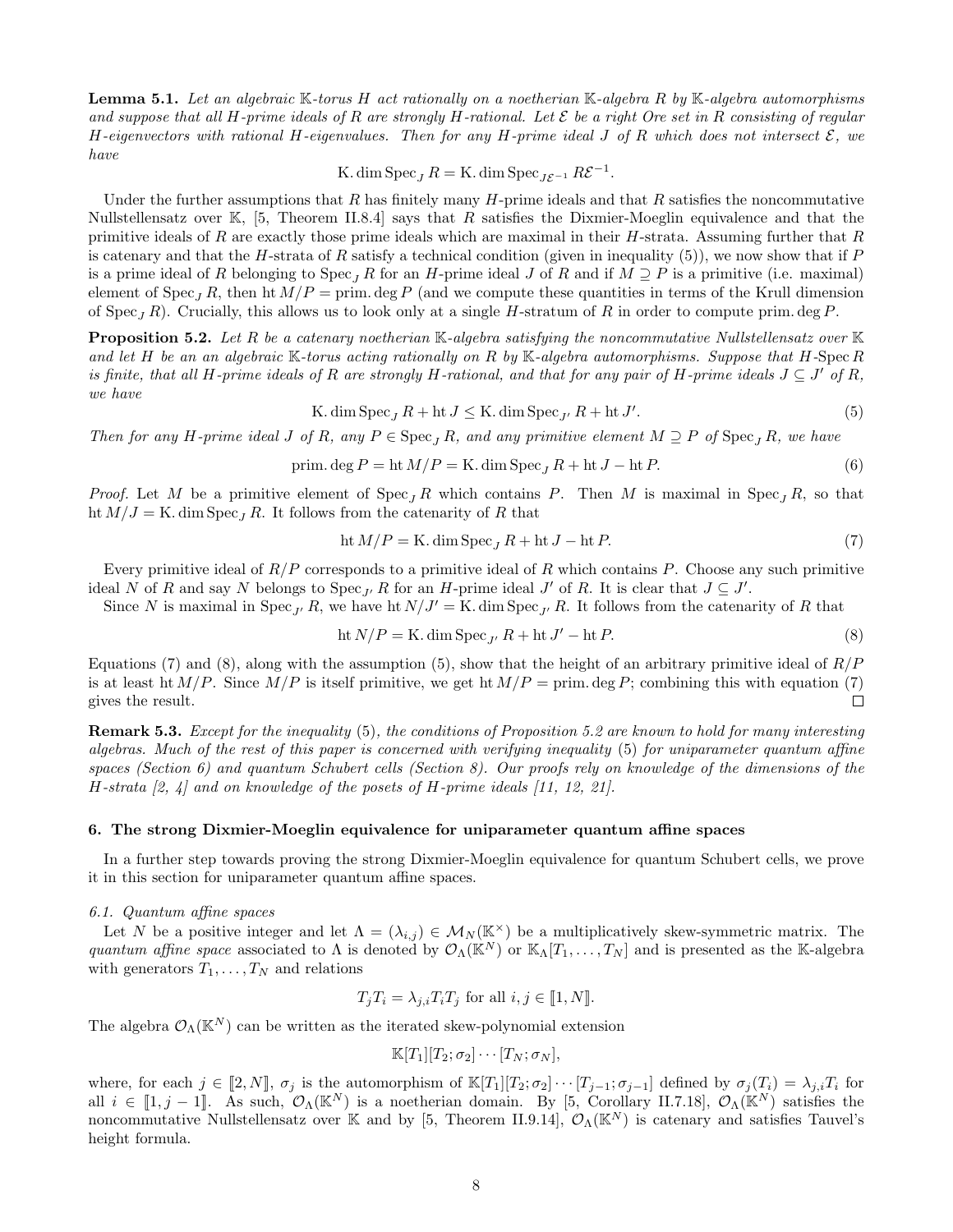**Lemma 5.1.** *Let an algebraic $\mathbb{K}$-torus $H$ act rationally on a noetherian $\mathbb{K}$-algebra $R$ by $\mathbb{K}$-algebra automorphisms and suppose that all $H$-prime ideals of $R$ are strongly $H$-rational. Let $\mathcal{E}$ be a right Ore set in $R$ consisting of regular $H$-eigenvectors with rational $H$-eigenvalues. Then for any $H$-prime ideal $J$ of $R$ which does not intersect $\mathcal{E}$, we have*

$$\mathrm{K.dim}\,\mathrm{Spec}_J\,R = \mathrm{K.dim}\,\mathrm{Spec}_{J\mathcal{E}^{-1}}\,R\mathcal{E}^{-1}.$$

Under the further assumptions that $R$ has finitely many $H$-prime ideals and that $R$ satisfies the noncommutative Nullstellensatz over $\mathbb{K}$, [5, Theorem II.8.4] says that $R$ satisfies the Dixmier-Moeglin equivalence and that the primitive ideals of $R$ are exactly those prime ideals which are maximal in their $H$-strata. Assuming further that $R$ is catenary and that the $H$-strata of $R$ satisfy a technical condition (given in inequality (5)), we now show that if $P$ is a prime ideal of $R$ belonging to $\mathrm{Spec}_J\,R$ for an $H$-prime ideal $J$ of $R$ and if $M \supseteq P$ is a primitive (i.e. maximal) element of $\mathrm{Spec}_J\,R$, then $\mathrm{ht}\,M/P = \mathrm{prim.deg}\,P$ (and we compute these quantities in terms of the Krull dimension of $\mathrm{Spec}_J\,R$). Crucially, this allows us to look only at a single $H$-stratum of $R$ in order to compute $\mathrm{prim.deg}\,P$.

**Proposition 5.2.** *Let $R$ be a catenary noetherian $\mathbb{K}$-algebra satisfying the noncommutative Nullstellensatz over $\mathbb{K}$ and let $H$ be an an algebraic $\mathbb{K}$-torus acting rationally on $R$ by $\mathbb{K}$-algebra automorphisms. Suppose that $H$-$\mathrm{Spec}\,R$ is finite, that all $H$-prime ideals of $R$ are strongly $H$-rational, and that for any pair of $H$-prime ideals $J \subseteq J'$ of $R$, we have*

$$\mathrm{K.dim}\,\mathrm{Spec}_J\,R + \mathrm{ht}\,J \leq \mathrm{K.dim}\,\mathrm{Spec}_{J'}\,R + \mathrm{ht}\,J'. \tag{5}$$

*Then for any $H$-prime ideal $J$ of $R$, any $P \in \mathrm{Spec}_J\,R$, and any primitive element $M \supseteq P$ of $\mathrm{Spec}_J\,R$, we have*

$$\mathrm{prim.deg}\,P = \mathrm{ht}\,M/P = \mathrm{K.dim}\,\mathrm{Spec}_J\,R + \mathrm{ht}\,J - \mathrm{ht}\,P. \tag{6}$$

*Proof.* Let $M$ be a primitive element of $\mathrm{Spec}_J\,R$ which contains $P$. Then $M$ is maximal in $\mathrm{Spec}_J\,R$, so that $\mathrm{ht}\,M/J = \mathrm{K.dim}\,\mathrm{Spec}_J\,R$. It follows from the catenarity of $R$ that

$$\mathrm{ht}\,M/P = \mathrm{K.dim}\,\mathrm{Spec}_J\,R + \mathrm{ht}\,J - \mathrm{ht}\,P. \tag{7}$$

Every primitive ideal of $R/P$ corresponds to a primitive ideal of $R$ which contains $P$. Choose any such primitive ideal $N$ of $R$ and say $N$ belongs to $\mathrm{Spec}_{J'}\,R$ for an $H$-prime ideal $J'$ of $R$. It is clear that $J \subseteq J'$.

Since $N$ is maximal in $\mathrm{Spec}_{J'}\,R$, we have $\mathrm{ht}\,N/J' = \mathrm{K.dim}\,\mathrm{Spec}_{J'}\,R$. It follows from the catenarity of $R$ that

$$\mathrm{ht}\,N/P = \mathrm{K.dim}\,\mathrm{Spec}_{J'}\,R + \mathrm{ht}\,J' - \mathrm{ht}\,P. \tag{8}$$

Equations (7) and (8), along with the assumption (5), show that the height of an arbitrary primitive ideal of $R/P$ is at least $\mathrm{ht}\,M/P$. Since $M/P$ is itself primitive, we get $\mathrm{ht}\,M/P = \mathrm{prim.deg}\,P$; combining this with equation (7) gives the result. □

**Remark 5.3.** *Except for the inequality* (5)*, the conditions of Proposition 5.2 are known to hold for many interesting algebras. Much of the rest of this paper is concerned with verifying inequality* (5) *for uniparameter quantum affine spaces (Section 6) and quantum Schubert cells (Section 8). Our proofs rely on knowledge of the dimensions of the $H$-strata [2, 4] and on knowledge of the posets of $H$-prime ideals [11, 12, 21].*

## 6. The strong Dixmier-Moeglin equivalence for uniparameter quantum affine spaces

In a further step towards proving the strong Dixmier-Moeglin equivalence for quantum Schubert cells, we prove it in this section for uniparameter quantum affine spaces.

### 6.1. Quantum affine spaces

Let $N$ be a positive integer and let $\Lambda = (\lambda_{i,j}) \in \mathcal{M}_N(\mathbb{K}^\times)$ be a multiplicatively skew-symmetric matrix. The *quantum affine space* associated to $\Lambda$ is denoted by $\mathcal{O}_\Lambda(\mathbb{K}^N)$ or $\mathbb{K}_\Lambda[T_1, \ldots, T_N]$ and is presented as the $\mathbb{K}$-algebra with generators $T_1, \ldots, T_N$ and relations

$$T_jT_i = \lambda_{j,i}T_iT_j \text{ for all } i, j \in [\![1, N]\!].$$

The algebra $\mathcal{O}_\Lambda(\mathbb{K}^N)$ can be written as the iterated skew-polynomial extension

$$\mathbb{K}[T_1][T_2; \sigma_2] \cdots [T_N; \sigma_N],$$

where, for each $j \in [\![2, N]\!]$, $\sigma_j$ is the automorphism of $\mathbb{K}[T_1][T_2; \sigma_2] \cdots [T_{j-1}; \sigma_{j-1}]$ defined by $\sigma_j(T_i) = \lambda_{j,i}T_i$ for all $i \in [\![1, j-1]\!]$. As such, $\mathcal{O}_\Lambda(\mathbb{K}^N)$ is a noetherian domain. By [5, Corollary II.7.18], $\mathcal{O}_\Lambda(\mathbb{K}^N)$ satisfies the noncommutative Nullstellensatz over $\mathbb{K}$ and by [5, Theorem II.9.14], $\mathcal{O}_\Lambda(\mathbb{K}^N)$ is catenary and satisfies Tauvel's height formula.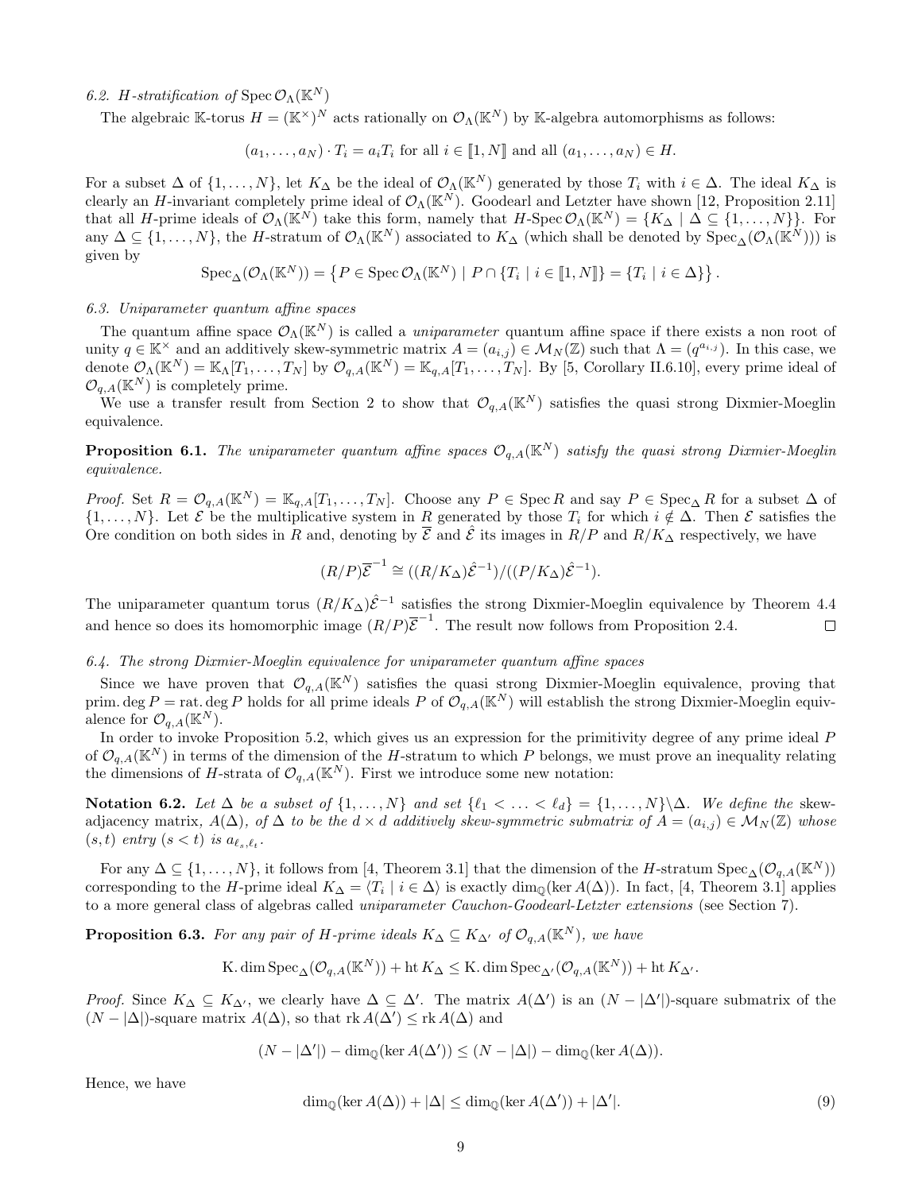*6.2. H-stratification of* $\operatorname{Spec} \mathcal{O}_\Lambda(\mathbb{K}^N)$

The algebraic $\mathbb{K}$-torus $H = (\mathbb{K}^\times)^N$ acts rationally on $\mathcal{O}_\Lambda(\mathbb{K}^N)$ by $\mathbb{K}$-algebra automorphisms as follows:

$$(a_1, \ldots, a_N) \cdot T_i = a_i T_i \text{ for all } i \in [\![1, N]\!] \text{ and all } (a_1, \ldots, a_N) \in H.$$

For a subset $\Delta$ of $\{1, \ldots, N\}$, let $K_\Delta$ be the ideal of $\mathcal{O}_\Lambda(\mathbb{K}^N)$ generated by those $T_i$ with $i \in \Delta$. The ideal $K_\Delta$ is clearly an $H$-invariant completely prime ideal of $\mathcal{O}_\Lambda(\mathbb{K}^N)$. Goodearl and Letzter have shown [12, Proposition 2.11] that all $H$-prime ideals of $\mathcal{O}_\Lambda(\mathbb{K}^N)$ take this form, namely that $H\text{-}\operatorname{Spec} \mathcal{O}_\Lambda(\mathbb{K}^N) = \{K_\Delta \mid \Delta \subseteq \{1, \ldots, N\}\}$. For any $\Delta \subseteq \{1, \ldots, N\}$, the $H$-stratum of $\mathcal{O}_\Lambda(\mathbb{K}^N)$ associated to $K_\Delta$ (which shall be denoted by $\operatorname{Spec}_\Delta(\mathcal{O}_\Lambda(\mathbb{K}^N))$) is given by

$$\operatorname{Spec}_\Delta(\mathcal{O}_\Lambda(\mathbb{K}^N)) = \left\{ P \in \operatorname{Spec} \mathcal{O}_\Lambda(\mathbb{K}^N) \mid P \cap \{T_i \mid i \in [\![1, N]\!]\} = \{T_i \mid i \in \Delta\} \right\}.$$

*6.3. Uniparameter quantum affine spaces*

The quantum affine space $\mathcal{O}_\Lambda(\mathbb{K}^N)$ is called a *uniparameter* quantum affine space if there exists a non root of unity $q \in \mathbb{K}^\times$ and an additively skew-symmetric matrix $A = (a_{i,j}) \in \mathcal{M}_N(\mathbb{Z})$ such that $\Lambda = (q^{a_{i,j}})$. In this case, we denote $\mathcal{O}_\Lambda(\mathbb{K}^N) = \mathbb{K}_\Lambda[T_1, \ldots, T_N]$ by $\mathcal{O}_{q,A}(\mathbb{K}^N) = \mathbb{K}_{q,A}[T_1, \ldots, T_N]$. By [5, Corollary II.6.10], every prime ideal of $\mathcal{O}_{q,A}(\mathbb{K}^N)$ is completely prime.

We use a transfer result from Section 2 to show that $\mathcal{O}_{q,A}(\mathbb{K}^N)$ satisfies the quasi strong Dixmier-Moeglin equivalence.

**Proposition 6.1.** *The uniparameter quantum affine spaces $\mathcal{O}_{q,A}(\mathbb{K}^N)$ satisfy the quasi strong Dixmier-Moeglin equivalence.*

*Proof.* Set $R = \mathcal{O}_{q,A}(\mathbb{K}^N) = \mathbb{K}_{q,A}[T_1, \ldots, T_N]$. Choose any $P \in \operatorname{Spec} R$ and say $P \in \operatorname{Spec}_\Delta R$ for a subset $\Delta$ of $\{1, \ldots, N\}$. Let $\mathcal{E}$ be the multiplicative system in $R$ generated by those $T_i$ for which $i \notin \Delta$. Then $\mathcal{E}$ satisfies the Ore condition on both sides in $R$ and, denoting by $\overline{\mathcal{E}}$ and $\hat{\mathcal{E}}$ its images in $R/P$ and $R/K_\Delta$ respectively, we have

$$(R/P)\overline{\mathcal{E}}^{-1} \cong ((R/K_\Delta)\hat{\mathcal{E}}^{-1})/((P/K_\Delta)\hat{\mathcal{E}}^{-1}).$$

The uniparameter quantum torus $(R/K_\Delta)\hat{\mathcal{E}}^{-1}$ satisfies the strong Dixmier-Moeglin equivalence by Theorem 4.4 and hence so does its homomorphic image $(R/P)\overline{\mathcal{E}}^{-1}$. The result now follows from Proposition 2.4. $\square$

*6.4. The strong Dixmier-Moeglin equivalence for uniparameter quantum affine spaces*

Since we have proven that $\mathcal{O}_{q,A}(\mathbb{K}^N)$ satisfies the quasi strong Dixmier-Moeglin equivalence, proving that $\operatorname{prim.deg} P = \operatorname{rat.deg} P$ holds for all prime ideals $P$ of $\mathcal{O}_{q,A}(\mathbb{K}^N)$ will establish the strong Dixmier-Moeglin equivalence for $\mathcal{O}_{q,A}(\mathbb{K}^N)$.

In order to invoke Proposition 5.2, which gives us an expression for the primitivity degree of any prime ideal $P$ of $\mathcal{O}_{q,A}(\mathbb{K}^N)$ in terms of the dimension of the $H$-stratum to which $P$ belongs, we must prove an inequality relating the dimensions of $H$-strata of $\mathcal{O}_{q,A}(\mathbb{K}^N)$. First we introduce some new notation:

**Notation 6.2.** *Let $\Delta$ be a subset of $\{1, \ldots, N\}$ and set $\{\ell_1 < \ldots < \ell_d\} = \{1, \ldots, N\} \backslash \Delta$. We define the* skew-adjacency matrix, *$A(\Delta)$, of $\Delta$ to be the $d \times d$ additively skew-symmetric submatrix of $A = (a_{i,j}) \in \mathcal{M}_N(\mathbb{Z})$ whose $(s, t)$ entry $(s < t)$ is $a_{\ell_s, \ell_t}$.*

For any $\Delta \subseteq \{1, \ldots, N\}$, it follows from [4, Theorem 3.1] that the dimension of the $H$-stratum $\operatorname{Spec}_\Delta(\mathcal{O}_{q,A}(\mathbb{K}^N))$ corresponding to the $H$-prime ideal $K_\Delta = \langle T_i \mid i \in \Delta \rangle$ is exactly $\dim_{\mathbb{Q}}(\ker A(\Delta))$. In fact, [4, Theorem 3.1] applies to a more general class of algebras called *uniparameter Cauchon-Goodearl-Letzter extensions* (see Section 7).

**Proposition 6.3.** *For any pair of $H$-prime ideals $K_\Delta \subseteq K_{\Delta'}$ of $\mathcal{O}_{q,A}(\mathbb{K}^N)$, we have*

$$\operatorname{K.dim} \operatorname{Spec}_\Delta(\mathcal{O}_{q,A}(\mathbb{K}^N)) + \operatorname{ht} K_\Delta \leq \operatorname{K.dim} \operatorname{Spec}_{\Delta'}(\mathcal{O}_{q,A}(\mathbb{K}^N)) + \operatorname{ht} K_{\Delta'}.$$

*Proof.* Since $K_\Delta \subseteq K_{\Delta'}$, we clearly have $\Delta \subseteq \Delta'$. The matrix $A(\Delta')$ is an $(N - |\Delta'|)$-square submatrix of the $(N - |\Delta|)$-square matrix $A(\Delta)$, so that $\operatorname{rk} A(\Delta') \leq \operatorname{rk} A(\Delta)$ and

$$(N - |\Delta'|) - \dim_{\mathbb{Q}}(\ker A(\Delta')) \leq (N - |\Delta|) - \dim_{\mathbb{Q}}(\ker A(\Delta)).$$

Hence, we have

$$\dim_{\mathbb{Q}}(\ker A(\Delta)) + |\Delta| \leq \dim_{\mathbb{Q}}(\ker A(\Delta')) + |\Delta'|. \tag{9}$$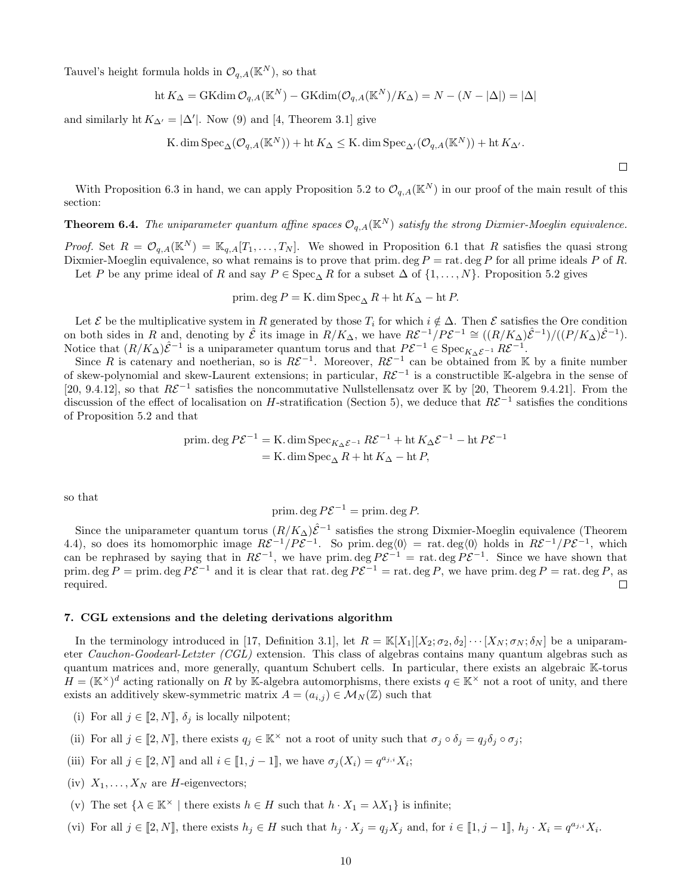Tauvel's height formula holds in $\mathcal{O}_{q,A}(\mathbb{K}^N)$, so that

$$\text{ht}\, K_\Delta = \text{GKdim}\, \mathcal{O}_{q,A}(\mathbb{K}^N) - \text{GKdim}(\mathcal{O}_{q,A}(\mathbb{K}^N)/K_\Delta) = N - (N - |\Delta|) = |\Delta|$$

and similarly $\text{ht}\, K_{\Delta'} = |\Delta'|$. Now (9) and [4, Theorem 3.1] give

$$\text{K.}\dim \text{Spec}_\Delta(\mathcal{O}_{q,A}(\mathbb{K}^N)) + \text{ht}\, K_\Delta \leq \text{K.}\dim \text{Spec}_{\Delta'}(\mathcal{O}_{q,A}(\mathbb{K}^N)) + \text{ht}\, K_{\Delta'}.$$

□

With Proposition 6.3 in hand, we can apply Proposition 5.2 to $\mathcal{O}_{q,A}(\mathbb{K}^N)$ in our proof of the main result of this section:

**Theorem 6.4.** *The uniparameter quantum affine spaces $\mathcal{O}_{q,A}(\mathbb{K}^N)$ satisfy the strong Dixmier-Moeglin equivalence.*

*Proof.* Set $R = \mathcal{O}_{q,A}(\mathbb{K}^N) = \mathbb{K}_{q,A}[T_1, \ldots, T_N]$. We showed in Proposition 6.1 that $R$ satisfies the quasi strong Dixmier-Moeglin equivalence, so what remains is to prove that $\text{prim.}\deg P = \text{rat.}\deg P$ for all prime ideals $P$ of $R$.

Let $P$ be any prime ideal of $R$ and say $P \in \text{Spec}_\Delta R$ for a subset $\Delta$ of $\{1, \ldots, N\}$. Proposition 5.2 gives

$$\text{prim.}\deg P = \text{K.}\dim \text{Spec}_\Delta R + \text{ht}\, K_\Delta - \text{ht}\, P.$$

Let $\mathcal{E}$ be the multiplicative system in $R$ generated by those $T_i$ for which $i \notin \Delta$. Then $\mathcal{E}$ satisfies the Ore condition on both sides in $R$ and, denoting by $\hat{\mathcal{E}}$ its image in $R/K_\Delta$, we have $R\mathcal{E}^{-1}/P\mathcal{E}^{-1} \cong ((R/K_\Delta)\hat{\mathcal{E}}^{-1})/((P/K_\Delta)\hat{\mathcal{E}}^{-1})$. Notice that $(R/K_\Delta)\hat{\mathcal{E}}^{-1}$ is a uniparameter quantum torus and that $P\mathcal{E}^{-1} \in \text{Spec}_{K_\Delta \mathcal{E}^{-1}} R\mathcal{E}^{-1}$.

Since $R$ is catenary and noetherian, so is $R\mathcal{E}^{-1}$. Moreover, $R\mathcal{E}^{-1}$ can be obtained from $\mathbb{K}$ by a finite number of skew-polynomial and skew-Laurent extensions; in particular, $R\mathcal{E}^{-1}$ is a constructible $\mathbb{K}$-algebra in the sense of [20, 9.4.12], so that $R\mathcal{E}^{-1}$ satisfies the noncommutative Nullstellensatz over $\mathbb{K}$ by [20, Theorem 9.4.21]. From the discussion of the effect of localisation on $H$-stratification (Section 5), we deduce that $R\mathcal{E}^{-1}$ satisfies the conditions of Proposition 5.2 and that

$$\begin{aligned}\text{prim.}\deg P\mathcal{E}^{-1} &= \text{K.}\dim \text{Spec}_{K_\Delta \mathcal{E}^{-1}} R\mathcal{E}^{-1} + \text{ht}\, K_\Delta \mathcal{E}^{-1} - \text{ht}\, P\mathcal{E}^{-1} \\ &= \text{K.}\dim \text{Spec}_\Delta R + \text{ht}\, K_\Delta - \text{ht}\, P,\end{aligned}$$

so that

$$\text{prim.}\deg P\mathcal{E}^{-1} = \text{prim.}\deg P.$$

Since the uniparameter quantum torus $(R/K_\Delta)\hat{\mathcal{E}}^{-1}$ satisfies the strong Dixmier-Moeglin equivalence (Theorem 4.4), so does its homomorphic image $R\mathcal{E}^{-1}/P\mathcal{E}^{-1}$. So $\text{prim.}\deg\langle 0\rangle = \text{rat.}\deg\langle 0\rangle$ holds in $R\mathcal{E}^{-1}/P\mathcal{E}^{-1}$, which can be rephrased by saying that in $R\mathcal{E}^{-1}$, we have $\text{prim.}\deg P\mathcal{E}^{-1} = \text{rat.}\deg P\mathcal{E}^{-1}$. Since we have shown that $\text{prim.}\deg P = \text{prim.}\deg P\mathcal{E}^{-1}$ and it is clear that $\text{rat.}\deg P\mathcal{E}^{-1} = \text{rat.}\deg P$, we have $\text{prim.}\deg P = \text{rat.}\deg P$, as required. □

## 7. CGL extensions and the deleting derivations algorithm

In the terminology introduced in [17, Definition 3.1], let $R = \mathbb{K}[X_1][X_2; \sigma_2, \delta_2] \cdots [X_N; \sigma_N; \delta_N]$ be a uniparameter *Cauchon-Goodearl-Letzter (CGL)* extension. This class of algebras contains many quantum algebras such as quantum matrices and, more generally, quantum Schubert cells. In particular, there exists an algebraic $\mathbb{K}$-torus $H = (\mathbb{K}^\times)^d$ acting rationally on $R$ by $\mathbb{K}$-algebra automorphisms, there exists $q \in \mathbb{K}^\times$ not a root of unity, and there exists an additively skew-symmetric matrix $A = (a_{i,j}) \in \mathcal{M}_N(\mathbb{Z})$ such that

(i) For all $j \in [\![2, N]\!]$, $\delta_j$ is locally nilpotent;

(ii) For all $j \in [\![2, N]\!]$, there exists $q_j \in \mathbb{K}^\times$ not a root of unity such that $\sigma_j \circ \delta_j = q_j \delta_j \circ \sigma_j$;

(iii) For all $j \in [\![2, N]\!]$ and all $i \in [\![1, j-1]\!]$, we have $\sigma_j(X_i) = q^{a_{j,i}} X_i$;

(iv) $X_1, \ldots, X_N$ are $H$-eigenvectors;

(v) The set $\{\lambda \in \mathbb{K}^\times \mid \text{there exists } h \in H \text{ such that } h \cdot X_1 = \lambda X_1\}$ is infinite;

(vi) For all $j \in [\![2, N]\!]$, there exists $h_j \in H$ such that $h_j \cdot X_j = q_j X_j$ and, for $i \in [\![1, j-1]\!]$, $h_j \cdot X_i = q^{a_{j,i}} X_i$.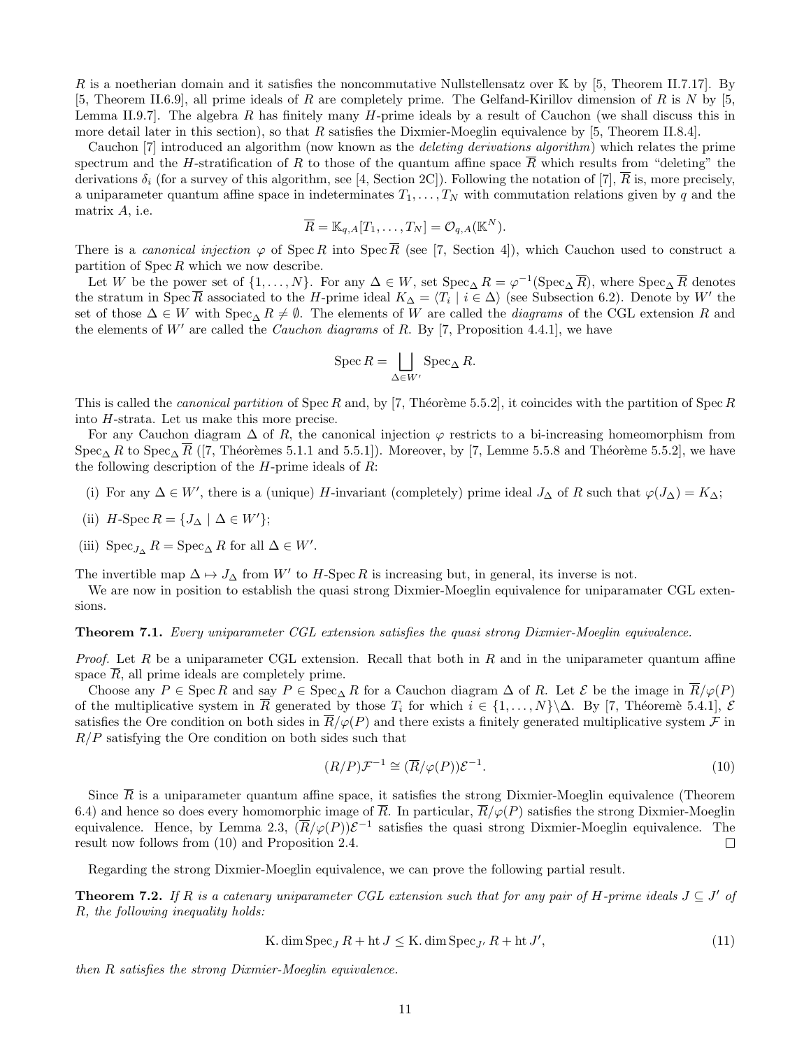$R$ is a noetherian domain and it satisfies the noncommutative Nullstellensatz over $\mathbb{K}$ by [5, Theorem II.7.17]. By [5, Theorem II.6.9], all prime ideals of $R$ are completely prime. The Gelfand-Kirillov dimension of $R$ is $N$ by [5, Lemma II.9.7]. The algebra $R$ has finitely many $H$-prime ideals by a result of Cauchon (we shall discuss this in more detail later in this section), so that $R$ satisfies the Dixmier-Moeglin equivalence by [5, Theorem II.8.4].

Cauchon [7] introduced an algorithm (now known as the *deleting derivations algorithm*) which relates the prime spectrum and the $H$-stratification of $R$ to those of the quantum affine space $\overline{R}$ which results from "deleting" the derivations $\delta_i$ (for a survey of this algorithm, see [4, Section 2C]). Following the notation of [7], $\overline{R}$ is, more precisely, a uniparameter quantum affine space in indeterminates $T_1, \ldots, T_N$ with commutation relations given by $q$ and the matrix $A$, i.e.

$$\overline{R} = \mathbb{K}_{q,A}[T_1, \ldots, T_N] = \mathcal{O}_{q,A}(\mathbb{K}^N).$$

There is a *canonical injection* $\varphi$ of $\operatorname{Spec} R$ into $\operatorname{Spec} \overline{R}$ (see [7, Section 4]), which Cauchon used to construct a partition of $\operatorname{Spec} R$ which we now describe.

Let $W$ be the power set of $\{1, \ldots, N\}$. For any $\Delta \in W$, set $\operatorname{Spec}_\Delta R = \varphi^{-1}(\operatorname{Spec}_\Delta \overline{R})$, where $\operatorname{Spec}_\Delta \overline{R}$ denotes the stratum in $\operatorname{Spec} \overline{R}$ associated to the $H$-prime ideal $K_\Delta = \langle T_i \mid i \in \Delta \rangle$ (see Subsection 6.2). Denote by $W'$ the set of those $\Delta \in W$ with $\operatorname{Spec}_\Delta R \neq \emptyset$. The elements of $W$ are called the *diagrams* of the CGL extension $R$ and the elements of $W'$ are called the *Cauchon diagrams* of $R$. By [7, Proposition 4.4.1], we have

$$\operatorname{Spec} R = \bigsqcup_{\Delta \in W'} \operatorname{Spec}_\Delta R.$$

This is called the *canonical partition* of $\operatorname{Spec} R$ and, by [7, Théorème 5.5.2], it coincides with the partition of $\operatorname{Spec} R$ into $H$-strata. Let us make this more precise.

For any Cauchon diagram $\Delta$ of $R$, the canonical injection $\varphi$ restricts to a bi-increasing homeomorphism from $\operatorname{Spec}_\Delta R$ to $\operatorname{Spec}_\Delta \overline{R}$ ([7, Théorèmes 5.1.1 and 5.5.1]). Moreover, by [7, Lemme 5.5.8 and Théorème 5.5.2], we have the following description of the $H$-prime ideals of $R$:

(i) For any $\Delta \in W'$, there is a (unique) $H$-invariant (completely) prime ideal $J_\Delta$ of $R$ such that $\varphi(J_\Delta) = K_\Delta$;

(ii) $H\text{-}\operatorname{Spec} R = \{J_\Delta \mid \Delta \in W'\}$;

(iii) $\operatorname{Spec}_{J_\Delta} R = \operatorname{Spec}_\Delta R$ for all $\Delta \in W'$.

The invertible map $\Delta \mapsto J_\Delta$ from $W'$ to $H\text{-}\operatorname{Spec} R$ is increasing but, in general, its inverse is not.

We are now in position to establish the quasi strong Dixmier-Moeglin equivalence for uniparamater CGL extensions.

**Theorem 7.1.** *Every uniparameter CGL extension satisfies the quasi strong Dixmier-Moeglin equivalence.*

*Proof.* Let $R$ be a uniparameter CGL extension. Recall that both in $R$ and in the uniparameter quantum affine space $\overline{R}$, all prime ideals are completely prime.

Choose any $P \in \operatorname{Spec} R$ and say $P \in \operatorname{Spec}_\Delta R$ for a Cauchon diagram $\Delta$ of $R$. Let $\mathcal{E}$ be the image in $\overline{R}/\varphi(P)$ of the multiplicative system in $\overline{R}$ generated by those $T_i$ for which $i \in \{1, \ldots, N\} \backslash \Delta$. By [7, Théoremè 5.4.1], $\mathcal{E}$ satisfies the Ore condition on both sides in $\overline{R}/\varphi(P)$ and there exists a finitely generated multiplicative system $\mathcal{F}$ in $R/P$ satisfying the Ore condition on both sides such that

$$(R/P)\mathcal{F}^{-1} \cong (\overline{R}/\varphi(P))\mathcal{E}^{-1}. \tag{10}$$

Since $\overline{R}$ is a uniparameter quantum affine space, it satisfies the strong Dixmier-Moeglin equivalence (Theorem 6.4) and hence so does every homomorphic image of $\overline{R}$. In particular, $\overline{R}/\varphi(P)$ satisfies the strong Dixmier-Moeglin equivalence. Hence, by Lemma 2.3, $(\overline{R}/\varphi(P))\mathcal{E}^{-1}$ satisfies the quasi strong Dixmier-Moeglin equivalence. The result now follows from (10) and Proposition 2.4. $\square$

Regarding the strong Dixmier-Moeglin equivalence, we can prove the following partial result.

**Theorem 7.2.** *If $R$ is a catenary uniparameter CGL extension such that for any pair of $H$-prime ideals $J \subseteq J'$ of $R$, the following inequality holds:*

$$\operatorname{K.dim} \operatorname{Spec}_J R + \operatorname{ht} J \leq \operatorname{K.dim} \operatorname{Spec}_{J'} R + \operatorname{ht} J', \tag{11}$$

*then $R$ satisfies the strong Dixmier-Moeglin equivalence.*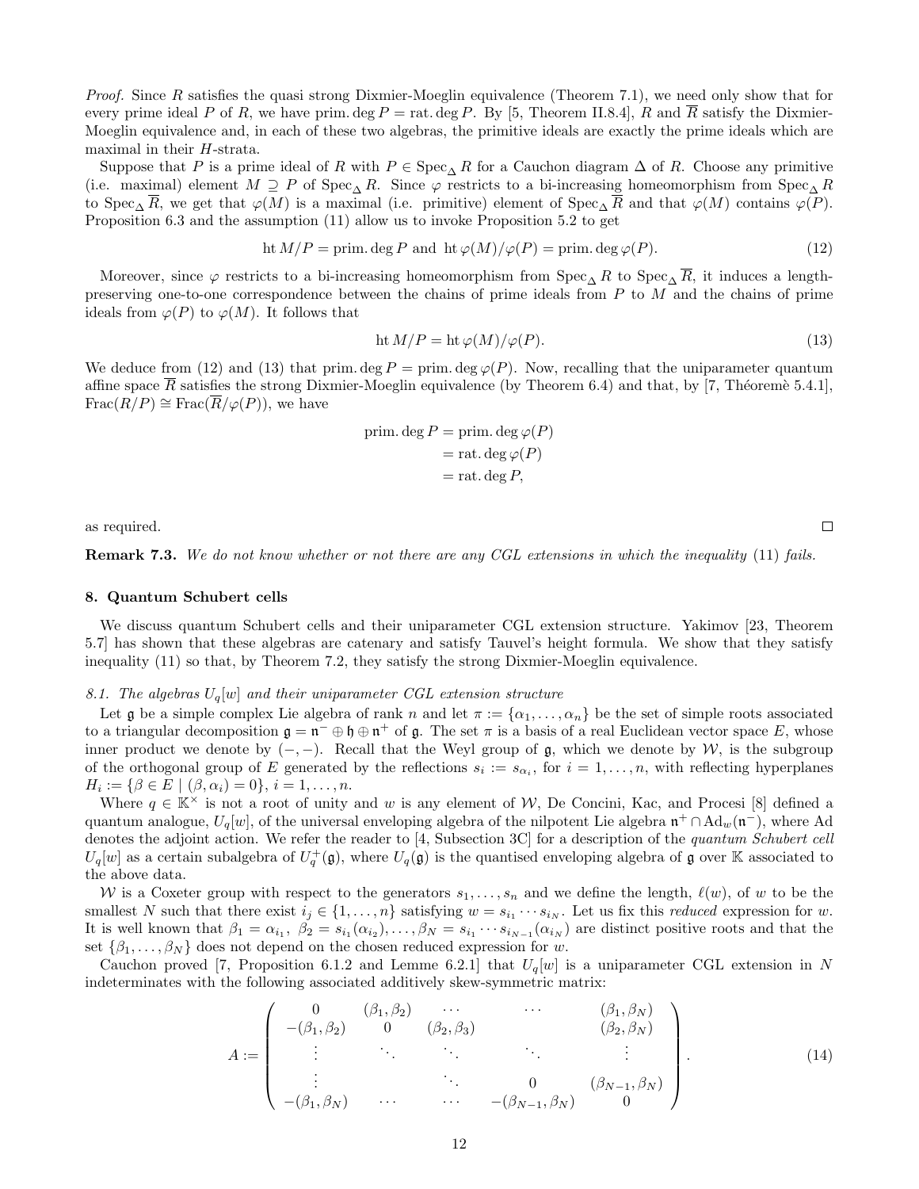*Proof.* Since $R$ satisfies the quasi strong Dixmier-Moeglin equivalence (Theorem 7.1), we need only show that for every prime ideal $P$ of $R$, we have $\text{prim.deg}\, P = \text{rat.deg}\, P$. By [5, Theorem II.8.4], $R$ and $\overline{R}$ satisfy the Dixmier-Moeglin equivalence and, in each of these two algebras, the primitive ideals are exactly the prime ideals which are maximal in their $H$-strata.

Suppose that $P$ is a prime ideal of $R$ with $P \in \text{Spec}_\Delta R$ for a Cauchon diagram $\Delta$ of $R$. Choose any primitive (i.e. maximal) element $M \supseteq P$ of $\text{Spec}_\Delta R$. Since $\varphi$ restricts to a bi-increasing homeomorphism from $\text{Spec}_\Delta R$ to $\text{Spec}_\Delta \overline{R}$, we get that $\varphi(M)$ is a maximal (i.e. primitive) element of $\text{Spec}_\Delta \overline{R}$ and that $\varphi(M)$ contains $\varphi(P)$. Proposition 6.3 and the assumption (11) allow us to invoke Proposition 5.2 to get

$$\text{ht}\, M/P = \text{prim.deg}\, P \text{ and } \text{ht}\, \varphi(M)/\varphi(P) = \text{prim.deg}\, \varphi(P). \tag{12}$$

Moreover, since $\varphi$ restricts to a bi-increasing homeomorphism from $\text{Spec}_\Delta R$ to $\text{Spec}_\Delta \overline{R}$, it induces a length-preserving one-to-one correspondence between the chains of prime ideals from $P$ to $M$ and the chains of prime ideals from $\varphi(P)$ to $\varphi(M)$. It follows that

$$\text{ht}\, M/P = \text{ht}\, \varphi(M)/\varphi(P). \tag{13}$$

We deduce from (12) and (13) that $\text{prim.deg}\, P = \text{prim.deg}\, \varphi(P)$. Now, recalling that the uniparameter quantum affine space $\overline{R}$ satisfies the strong Dixmier-Moeglin equivalence (by Theorem 6.4) and that, by [7, Théoremè 5.4.1], $\text{Frac}(R/P) \cong \text{Frac}(\overline{R}/\varphi(P))$, we have

$$\begin{aligned}
\text{prim.deg}\, P &= \text{prim.deg}\, \varphi(P) \\
&= \text{rat.deg}\, \varphi(P) \\
&= \text{rat.deg}\, P,
\end{aligned}$$

as required. □

**Remark 7.3.** *We do not know whether or not there are any CGL extensions in which the inequality (11) fails.*

## 8. Quantum Schubert cells

We discuss quantum Schubert cells and their uniparameter CGL extension structure. Yakimov [23, Theorem 5.7] has shown that these algebras are catenary and satisfy Tauvel's height formula. We show that they satisfy inequality (11) so that, by Theorem 7.2, they satisfy the strong Dixmier-Moeglin equivalence.

### 8.1. The algebras $U_q[w]$ and their uniparameter CGL extension structure

Let $\mathfrak{g}$ be a simple complex Lie algebra of rank $n$ and let $\pi := \{\alpha_1, \ldots, \alpha_n\}$ be the set of simple roots associated to a triangular decomposition $\mathfrak{g} = \mathfrak{n}^- \oplus \mathfrak{h} \oplus \mathfrak{n}^+$ of $\mathfrak{g}$. The set $\pi$ is a basis of a real Euclidean vector space $E$, whose inner product we denote by $(-,-)$. Recall that the Weyl group of $\mathfrak{g}$, which we denote by $\mathcal{W}$, is the subgroup of the orthogonal group of $E$ generated by the reflections $s_i := s_{\alpha_i}$, for $i = 1, \ldots, n$, with reflecting hyperplanes $H_i := \{\beta \in E \mid (\beta, \alpha_i) = 0\}$, $i = 1, \ldots, n$.

Where $q \in \mathbb{K}^\times$ is not a root of unity and $w$ is any element of $\mathcal{W}$, De Concini, Kac, and Procesi [8] defined a quantum analogue, $U_q[w]$, of the universal enveloping algebra of the nilpotent Lie algebra $\mathfrak{n}^+ \cap \text{Ad}_w(\mathfrak{n}^-)$, where Ad denotes the adjoint action. We refer the reader to [4, Subsection 3C] for a description of the *quantum Schubert cell* $U_q[w]$ as a certain subalgebra of $U_q^+(\mathfrak{g})$, where $U_q(\mathfrak{g})$ is the quantised enveloping algebra of $\mathfrak{g}$ over $\mathbb{K}$ associated to the above data.

$\mathcal{W}$ is a Coxeter group with respect to the generators $s_1, \ldots, s_n$ and we define the length, $\ell(w)$, of $w$ to be the smallest $N$ such that there exist $i_j \in \{1, \ldots, n\}$ satisfying $w = s_{i_1} \cdots s_{i_N}$. Let us fix this *reduced* expression for $w$. It is well known that $\beta_1 = \alpha_{i_1},\ \beta_2 = s_{i_1}(\alpha_{i_2}), \ldots, \beta_N = s_{i_1} \cdots s_{i_{N-1}}(\alpha_{i_N})$ are distinct positive roots and that the set $\{\beta_1, \ldots, \beta_N\}$ does not depend on the chosen reduced expression for $w$.

Cauchon proved [7, Proposition 6.1.2 and Lemme 6.2.1] that $U_q[w]$ is a uniparameter CGL extension in $N$ indeterminates with the following associated additively skew-symmetric matrix:

$$A := \begin{pmatrix}
0 & (\beta_1, \beta_2) & \cdots & \cdots & (\beta_1, \beta_N) \\
-(\beta_1, \beta_2) & 0 & (\beta_2, \beta_3) & & (\beta_2, \beta_N) \\
\vdots & \ddots & \ddots & \ddots & \vdots \\
\vdots & & \ddots & 0 & (\beta_{N-1}, \beta_N) \\
-(\beta_1, \beta_N) & \cdots & \cdots & -(\beta_{N-1}, \beta_N) & 0
\end{pmatrix}. \tag{14}$$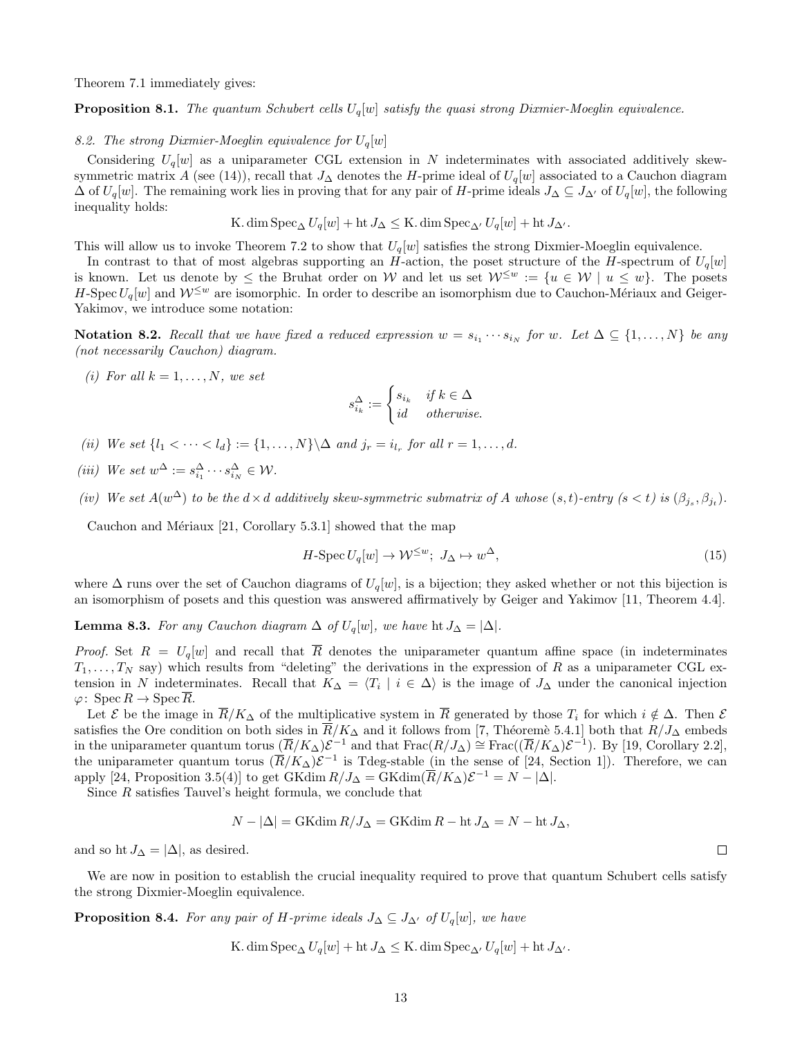Theorem 7.1 immediately gives:

**Proposition 8.1.** *The quantum Schubert cells $U_q[w]$ satisfy the quasi strong Dixmier-Moeglin equivalence.*

*8.2. The strong Dixmier-Moeglin equivalence for $U_q[w]$*

Considering $U_q[w]$ as a uniparameter CGL extension in $N$ indeterminates with associated additively skew-symmetric matrix $A$ (see (14)), recall that $J_\Delta$ denotes the $H$-prime ideal of $U_q[w]$ associated to a Cauchon diagram $\Delta$ of $U_q[w]$. The remaining work lies in proving that for any pair of $H$-prime ideals $J_\Delta \subseteq J_{\Delta'}$ of $U_q[w]$, the following inequality holds:

$$\mathrm{K.dim}\,\mathrm{Spec}_\Delta\, U_q[w] + \mathrm{ht}\, J_\Delta \leq \mathrm{K.dim}\,\mathrm{Spec}_{\Delta'}\, U_q[w] + \mathrm{ht}\, J_{\Delta'}.$$

This will allow us to invoke Theorem 7.2 to show that $U_q[w]$ satisfies the strong Dixmier-Moeglin equivalence.

In contrast to that of most algebras supporting an $H$-action, the poset structure of the $H$-spectrum of $U_q[w]$ is known. Let us denote by $\leq$ the Bruhat order on $\mathcal{W}$ and let us set $\mathcal{W}^{\leq w} := \{u \in \mathcal{W} \mid u \leq w\}$. The posets $H$-$\mathrm{Spec}\, U_q[w]$ and $\mathcal{W}^{\leq w}$ are isomorphic. In order to describe an isomorphism due to Cauchon-Mériaux and Geiger-Yakimov, we introduce some notation:

**Notation 8.2.** *Recall that we have fixed a reduced expression $w = s_{i_1} \cdots s_{i_N}$ for $w$. Let $\Delta \subseteq \{1, \ldots, N\}$ be any (not necessarily Cauchon) diagram.*

*(i) For all $k = 1, \ldots, N$, we set*

$$s_{i_k}^\Delta := \begin{cases} s_{i_k} & \text{if } k \in \Delta \\ id & \text{otherwise.} \end{cases}$$

*(ii) We set $\{l_1 < \cdots < l_d\} := \{1, \ldots, N\} \backslash \Delta$ and $j_r = i_{l_r}$ for all $r = 1, \ldots, d$.*

*(iii) We set $w^\Delta := s_{i_1}^\Delta \cdots s_{i_N}^\Delta \in \mathcal{W}$.*

*(iv) We set $A(w^\Delta)$ to be the $d \times d$ additively skew-symmetric submatrix of $A$ whose $(s,t)$-entry $(s < t)$ is $(\beta_{j_s}, \beta_{j_t})$.*

Cauchon and Mériaux [21, Corollary 5.3.1] showed that the map

$$H\text{-}\mathrm{Spec}\, U_q[w] \to \mathcal{W}^{\leq w};\ J_\Delta \mapsto w^\Delta, \tag{15}$$

where $\Delta$ runs over the set of Cauchon diagrams of $U_q[w]$, is a bijection; they asked whether or not this bijection is an isomorphism of posets and this question was answered affirmatively by Geiger and Yakimov [11, Theorem 4.4].

**Lemma 8.3.** *For any Cauchon diagram $\Delta$ of $U_q[w]$, we have $\mathrm{ht}\, J_\Delta = |\Delta|$.*

*Proof.* Set $R = U_q[w]$ and recall that $\overline{R}$ denotes the uniparameter quantum affine space (in indeterminates $T_1, \ldots, T_N$ say) which results from "deleting" the derivations in the expression of $R$ as a uniparameter CGL extension in $N$ indeterminates. Recall that $K_\Delta = \langle T_i \mid i \in \Delta\rangle$ is the image of $J_\Delta$ under the canonical injection $\varphi\colon \mathrm{Spec}\, R \to \mathrm{Spec}\, \overline{R}$.

Let $\mathcal{E}$ be the image in $\overline{R}/K_\Delta$ of the multiplicative system in $\overline{R}$ generated by those $T_i$ for which $i \notin \Delta$. Then $\mathcal{E}$ satisfies the Ore condition on both sides in $\overline{R}/K_\Delta$ and it follows from [7, Théoremè 5.4.1] both that $R/J_\Delta$ embeds in the uniparameter quantum torus $(\overline{R}/K_\Delta)\mathcal{E}^{-1}$ and that $\mathrm{Frac}(R/J_\Delta) \cong \mathrm{Frac}((\overline{R}/K_\Delta)\mathcal{E}^{-1})$. By [19, Corollary 2.2], the uniparameter quantum torus $(\overline{R}/K_\Delta)\mathcal{E}^{-1}$ is Tdeg-stable (in the sense of [24, Section 1]). Therefore, we can apply [24, Proposition 3.5(4)] to get $\mathrm{GKdim}\, R/J_\Delta = \mathrm{GKdim}(\overline{R}/K_\Delta)\mathcal{E}^{-1} = N - |\Delta|$.

Since $R$ satisfies Tauvel's height formula, we conclude that

$$N - |\Delta| = \mathrm{GKdim}\, R/J_\Delta = \mathrm{GKdim}\, R - \mathrm{ht}\, J_\Delta = N - \mathrm{ht}\, J_\Delta,$$

and so $\mathrm{ht}\, J_\Delta = |\Delta|$, as desired. $\square$

We are now in position to establish the crucial inequality required to prove that quantum Schubert cells satisfy the strong Dixmier-Moeglin equivalence.

**Proposition 8.4.** *For any pair of $H$-prime ideals $J_\Delta \subseteq J_{\Delta'}$ of $U_q[w]$, we have*

$$\mathrm{K.dim}\,\mathrm{Spec}_\Delta\, U_q[w] + \mathrm{ht}\, J_\Delta \leq \mathrm{K.dim}\,\mathrm{Spec}_{\Delta'}\, U_q[w] + \mathrm{ht}\, J_{\Delta'}.$$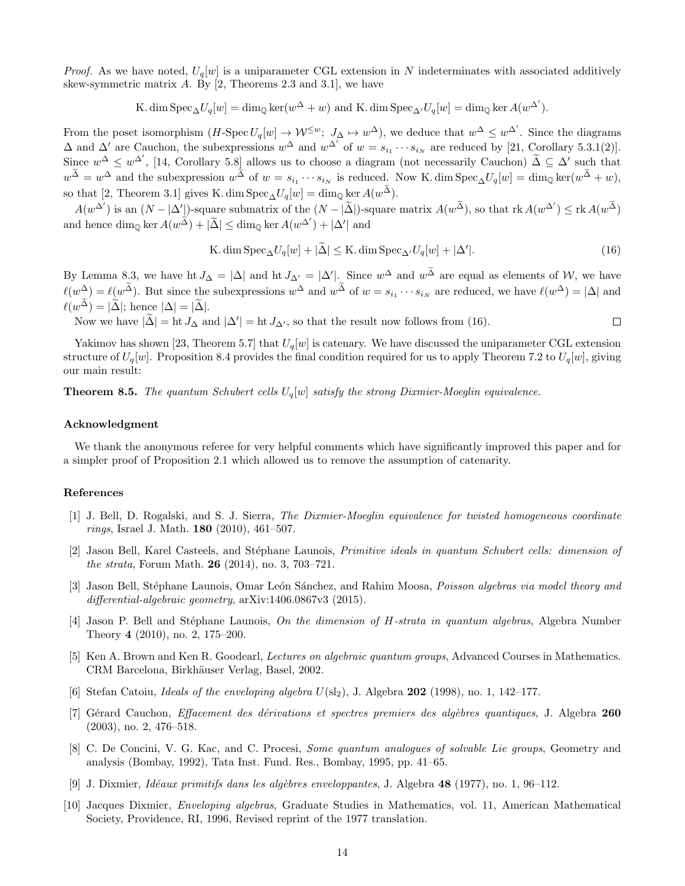*Proof.* As we have noted, $U_q[w]$ is a uniparameter CGL extension in $N$ indeterminates with associated additively skew-symmetric matrix $A$. By [2, Theorems 2.3 and 3.1], we have

$$\mathrm{K.dim}\,\mathrm{Spec}_{\Delta} U_q[w] = \dim_{\mathbb{Q}} \ker(w^{\Delta} + w) \text{ and } \mathrm{K.dim}\,\mathrm{Spec}_{\Delta'} U_q[w] = \dim_{\mathbb{Q}} \ker A(w^{\Delta'}).$$

From the poset isomorphism ($H\text{-Spec}\, U_q[w] \to \mathcal{W}^{\leq w}$; $J_\Delta \mapsto w^\Delta$), we deduce that $w^\Delta \leq w^{\Delta'}$. Since the diagrams $\Delta$ and $\Delta'$ are Cauchon, the subexpressions $w^\Delta$ and $w^{\Delta'}$ of $w = s_{i_1} \cdots s_{i_N}$ are reduced by [21, Corollary 5.3.1(2)]. Since $w^\Delta \leq w^{\Delta'}$, [14, Corollary 5.8] allows us to choose a diagram (not necessarily Cauchon) $\widetilde{\Delta} \subseteq \Delta'$ such that $w^{\widetilde{\Delta}} = w^\Delta$ and the subexpression $w^{\widetilde{\Delta}}$ of $w = s_{i_1} \cdots s_{i_N}$ is reduced. Now $\mathrm{K.dim}\,\mathrm{Spec}_{\Delta} U_q[w] = \dim_{\mathbb{Q}} \ker(w^{\widetilde{\Delta}} + w)$, so that [2, Theorem 3.1] gives $\mathrm{K.dim}\,\mathrm{Spec}_{\Delta} U_q[w] = \dim_{\mathbb{Q}} \ker A(w^{\widetilde{\Delta}})$.

$A(w^{\Delta'})$ is an $(N - |\Delta'|)$-square submatrix of the $(N - |\widetilde{\Delta}|)$-square matrix $A(w^{\widetilde{\Delta}})$, so that $\mathrm{rk}\, A(w^{\Delta'}) \leq \mathrm{rk}\, A(w^{\widetilde{\Delta}})$ and hence $\dim_{\mathbb{Q}} \ker A(w^{\widetilde{\Delta}}) + |\widetilde{\Delta}| \leq \dim_{\mathbb{Q}} \ker A(w^{\Delta'}) + |\Delta'|$ and

$$\mathrm{K.dim}\,\mathrm{Spec}_{\Delta} U_q[w] + |\widetilde{\Delta}| \leq \mathrm{K.dim}\,\mathrm{Spec}_{\Delta'} U_q[w] + |\Delta'|. \tag{16}$$

By Lemma 8.3, we have $\mathrm{ht}\, J_\Delta = |\Delta|$ and $\mathrm{ht}\, J_{\Delta'} = |\Delta'|$. Since $w^\Delta$ and $w^{\widetilde{\Delta}}$ are equal as elements of $\mathcal{W}$, we have $\ell(w^\Delta) = \ell(w^{\widetilde{\Delta}})$. But since the subexpressions $w^\Delta$ and $w^{\widetilde{\Delta}}$ of $w = s_{i_1} \cdots s_{i_N}$ are reduced, we have $\ell(w^\Delta) = |\Delta|$ and $\ell(w^{\widetilde{\Delta}}) = |\widetilde{\Delta}|$; hence $|\Delta| = |\widetilde{\Delta}|$.

Now we have $|\widetilde{\Delta}| = \mathrm{ht}\, J_\Delta$ and $|\Delta'| = \mathrm{ht}\, J_{\Delta'}$, so that the result now follows from (16). $\square$

Yakimov has shown [23, Theorem 5.7] that $U_q[w]$ is catenary. We have discussed the uniparameter CGL extension structure of $U_q[w]$. Proposition 8.4 provides the final condition required for us to apply Theorem 7.2 to $U_q[w]$, giving our main result:

**Theorem 8.5.** *The quantum Schubert cells $U_q[w]$ satisfy the strong Dixmier-Moeglin equivalence.*

## Acknowledgment

We thank the anonymous referee for very helpful comments which have significantly improved this paper and for a simpler proof of Proposition 2.1 which allowed us to remove the assumption of catenarity.

## References

[1] J. Bell, D. Rogalski, and S. J. Sierra, *The Dixmier-Moeglin equivalence for twisted homogeneous coordinate rings*, Israel J. Math. **180** (2010), 461–507.

[2] Jason Bell, Karel Casteels, and Stéphane Launois, *Primitive ideals in quantum Schubert cells: dimension of the strata*, Forum Math. **26** (2014), no. 3, 703–721.

[3] Jason Bell, Stéphane Launois, Omar León Sánchez, and Rahim Moosa, *Poisson algebras via model theory and differential-algebraic geometry*, arXiv:1406.0867v3 (2015).

[4] Jason P. Bell and Stéphane Launois, *On the dimension of H-strata in quantum algebras*, Algebra Number Theory **4** (2010), no. 2, 175–200.

[5] Ken A. Brown and Ken R. Goodearl, *Lectures on algebraic quantum groups*, Advanced Courses in Mathematics. CRM Barcelona, Birkhäuser Verlag, Basel, 2002.

[6] Stefan Catoiu, *Ideals of the enveloping algebra $U(\mathrm{sl}_2)$*, J. Algebra **202** (1998), no. 1, 142–177.

[7] Gérard Cauchon, *Effacement des dérivations et spectres premiers des algèbres quantiques*, J. Algebra **260** (2003), no. 2, 476–518.

[8] C. De Concini, V. G. Kac, and C. Procesi, *Some quantum analogues of solvable Lie groups*, Geometry and analysis (Bombay, 1992), Tata Inst. Fund. Res., Bombay, 1995, pp. 41–65.

[9] J. Dixmier, *Idéaux primitifs dans les algèbres enveloppantes*, J. Algebra **48** (1977), no. 1, 96–112.

[10] Jacques Dixmier, *Enveloping algebras*, Graduate Studies in Mathematics, vol. 11, American Mathematical Society, Providence, RI, 1996, Revised reprint of the 1977 translation.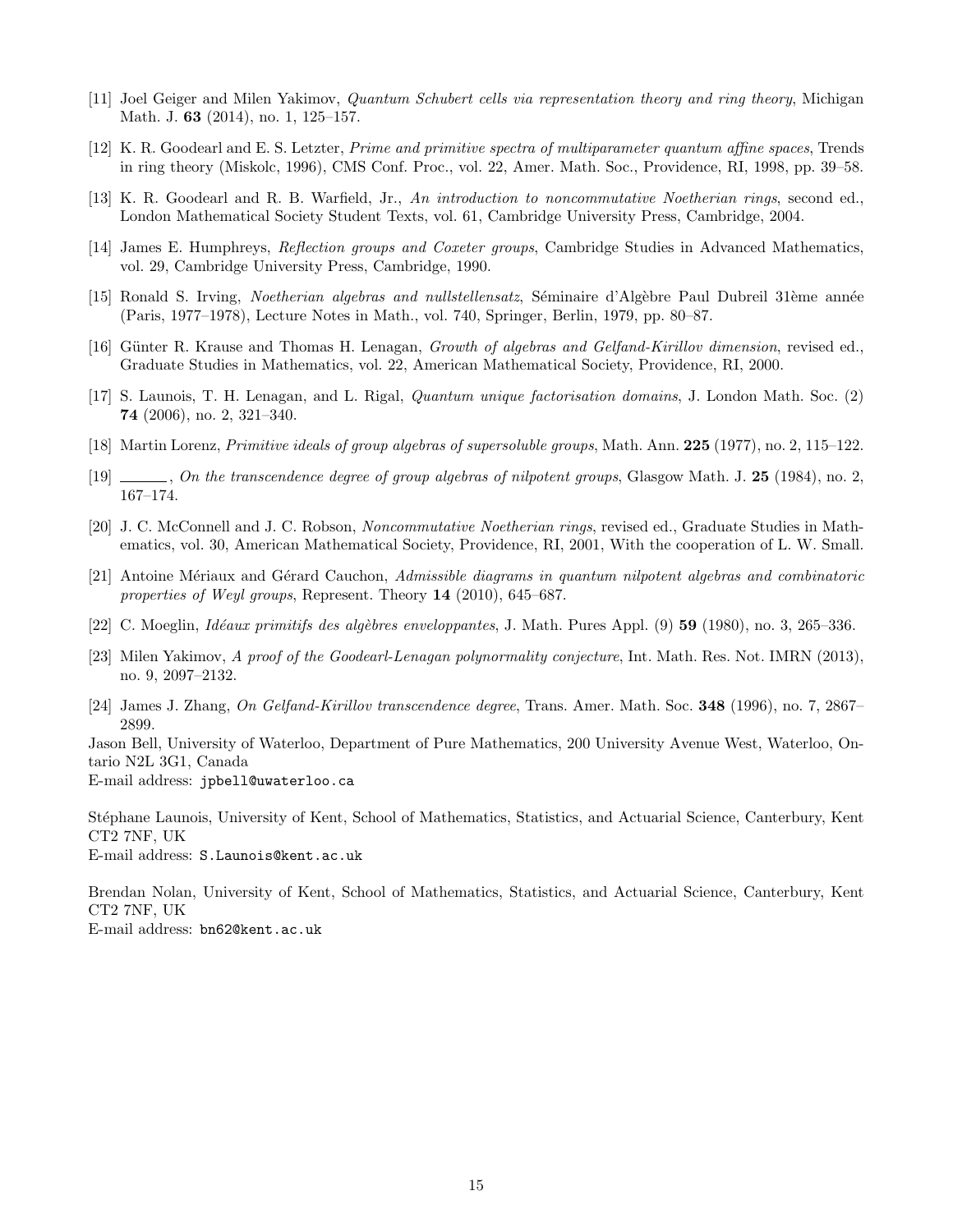[11] Joel Geiger and Milen Yakimov, *Quantum Schubert cells via representation theory and ring theory*, Michigan Math. J. **63** (2014), no. 1, 125–157.

[12] K. R. Goodearl and E. S. Letzter, *Prime and primitive spectra of multiparameter quantum affine spaces*, Trends in ring theory (Miskolc, 1996), CMS Conf. Proc., vol. 22, Amer. Math. Soc., Providence, RI, 1998, pp. 39–58.

[13] K. R. Goodearl and R. B. Warfield, Jr., *An introduction to noncommutative Noetherian rings*, second ed., London Mathematical Society Student Texts, vol. 61, Cambridge University Press, Cambridge, 2004.

[14] James E. Humphreys, *Reflection groups and Coxeter groups*, Cambridge Studies in Advanced Mathematics, vol. 29, Cambridge University Press, Cambridge, 1990.

[15] Ronald S. Irving, *Noetherian algebras and nullstellensatz*, Séminaire d'Algèbre Paul Dubreil 31ème année (Paris, 1977–1978), Lecture Notes in Math., vol. 740, Springer, Berlin, 1979, pp. 80–87.

[16] Günter R. Krause and Thomas H. Lenagan, *Growth of algebras and Gelfand-Kirillov dimension*, revised ed., Graduate Studies in Mathematics, vol. 22, American Mathematical Society, Providence, RI, 2000.

[17] S. Launois, T. H. Lenagan, and L. Rigal, *Quantum unique factorisation domains*, J. London Math. Soc. (2) **74** (2006), no. 2, 321–340.

[18] Martin Lorenz, *Primitive ideals of group algebras of supersoluble groups*, Math. Ann. **225** (1977), no. 2, 115–122.

[19] ______, *On the transcendence degree of group algebras of nilpotent groups*, Glasgow Math. J. **25** (1984), no. 2, 167–174.

[20] J. C. McConnell and J. C. Robson, *Noncommutative Noetherian rings*, revised ed., Graduate Studies in Mathematics, vol. 30, American Mathematical Society, Providence, RI, 2001, With the cooperation of L. W. Small.

[21] Antoine Mériaux and Gérard Cauchon, *Admissible diagrams in quantum nilpotent algebras and combinatoric properties of Weyl groups*, Represent. Theory **14** (2010), 645–687.

[22] C. Moeglin, *Idéaux primitifs des algèbres enveloppantes*, J. Math. Pures Appl. (9) **59** (1980), no. 3, 265–336.

[23] Milen Yakimov, *A proof of the Goodearl-Lenagan polynormality conjecture*, Int. Math. Res. Not. IMRN (2013), no. 9, 2097–2132.

[24] James J. Zhang, *On Gelfand-Kirillov transcendence degree*, Trans. Amer. Math. Soc. **348** (1996), no. 7, 2867–2899.

Jason Bell, University of Waterloo, Department of Pure Mathematics, 200 University Avenue West, Waterloo, Ontario N2L 3G1, Canada
E-mail address: jpbell@uwaterloo.ca

Stéphane Launois, University of Kent, School of Mathematics, Statistics, and Actuarial Science, Canterbury, Kent CT2 7NF, UK
E-mail address: S.Launois@kent.ac.uk

Brendan Nolan, University of Kent, School of Mathematics, Statistics, and Actuarial Science, Canterbury, Kent CT2 7NF, UK
E-mail address: bn62@kent.ac.uk